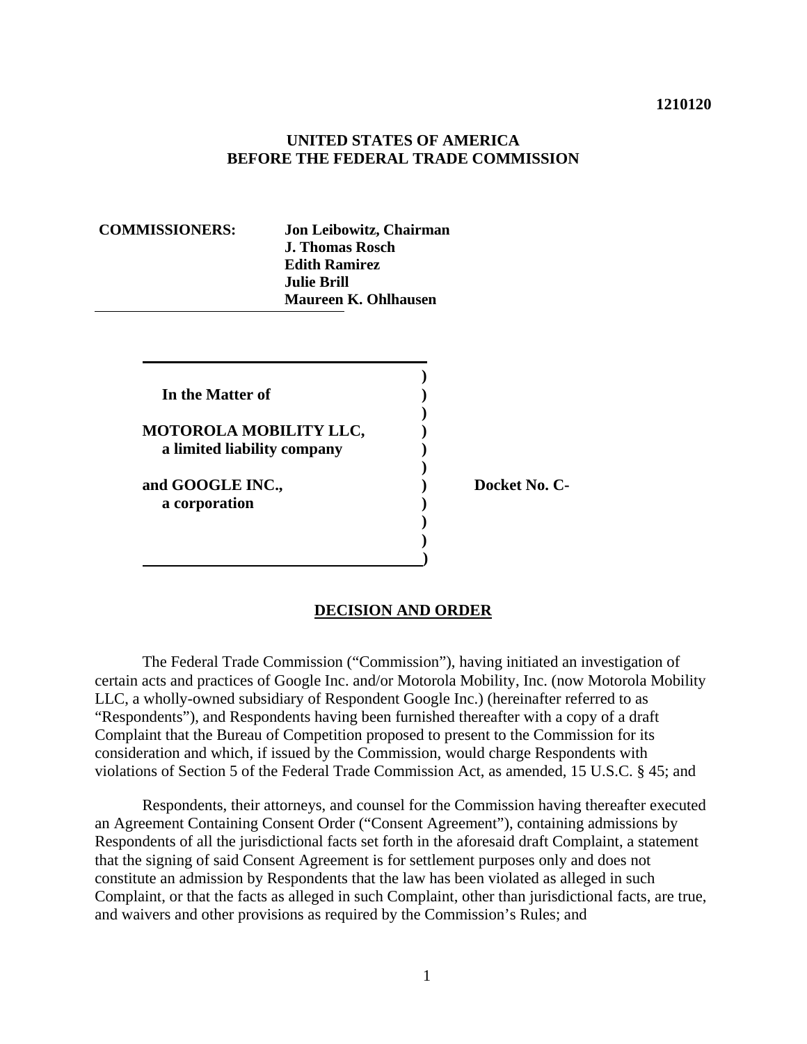**1210120**

**UNITED STATES OF AMERICA**
**BEFORE THE FEDERAL TRADE COMMISSION**

**COMMISSIONERS:** **Jon Leibowitz, Chairman**
**J. Thomas Rosch**
**Edith Ramirez**
**Julie Brill**
**Maureen K. Ohlhausen**

| | | |
|---|---|---|
| **In the Matter of** | ) | |
| | ) | |
| **MOTOROLA MOBILITY LLC,** | ) | |
| **a limited liability company** | ) | |
| | ) | |
| **and GOOGLE INC.,** | ) | **Docket No. C-** |
| **a corporation** | ) | |
| | ) | |
| | ) | |

**DECISION AND ORDER**

The Federal Trade Commission ("Commission"), having initiated an investigation of certain acts and practices of Google Inc. and/or Motorola Mobility, Inc. (now Motorola Mobility LLC, a wholly-owned subsidiary of Respondent Google Inc.) (hereinafter referred to as "Respondents"), and Respondents having been furnished thereafter with a copy of a draft Complaint that the Bureau of Competition proposed to present to the Commission for its consideration and which, if issued by the Commission, would charge Respondents with violations of Section 5 of the Federal Trade Commission Act, as amended, 15 U.S.C. § 45; and

Respondents, their attorneys, and counsel for the Commission having thereafter executed an Agreement Containing Consent Order ("Consent Agreement"), containing admissions by Respondents of all the jurisdictional facts set forth in the aforesaid draft Complaint, a statement that the signing of said Consent Agreement is for settlement purposes only and does not constitute an admission by Respondents that the law has been violated as alleged in such Complaint, or that the facts as alleged in such Complaint, other than jurisdictional facts, are true, and waivers and other provisions as required by the Commission's Rules; and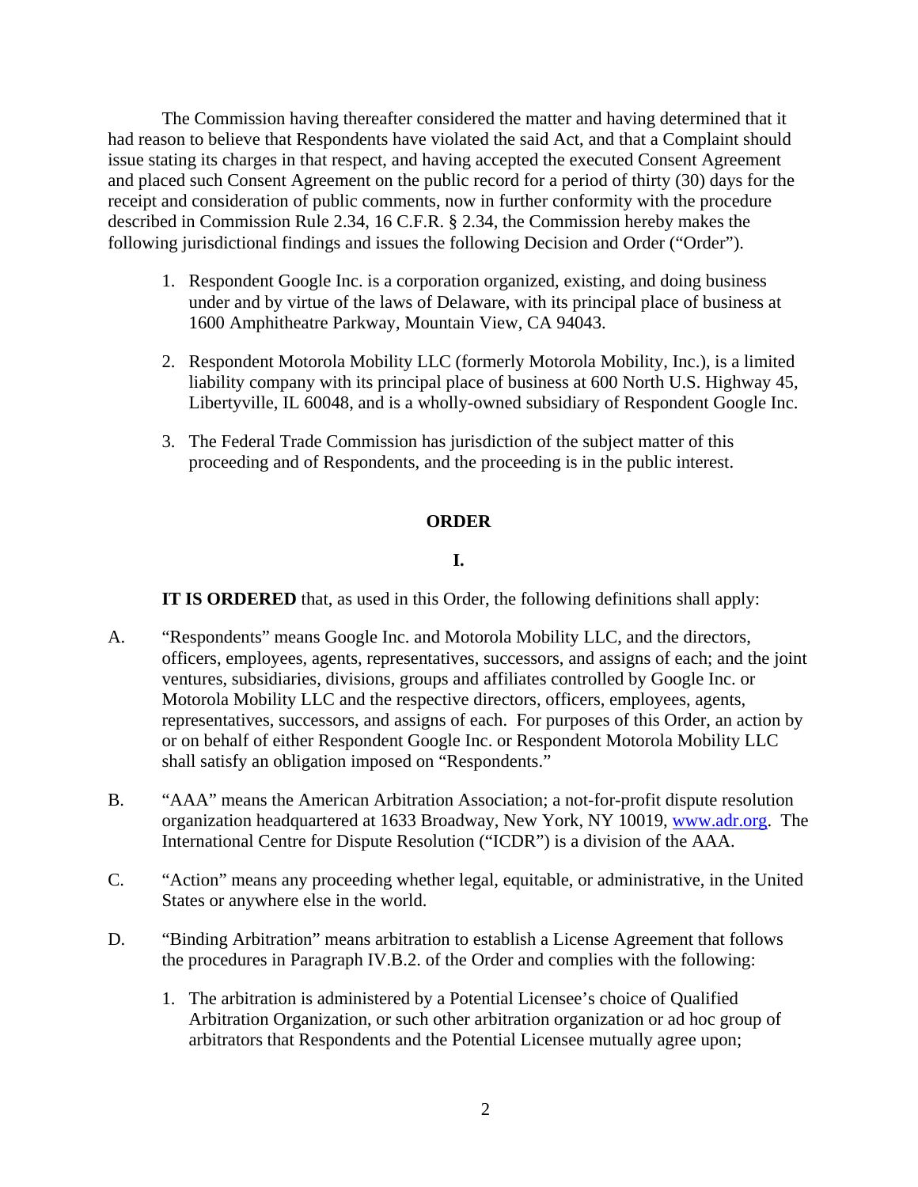The Commission having thereafter considered the matter and having determined that it had reason to believe that Respondents have violated the said Act, and that a Complaint should issue stating its charges in that respect, and having accepted the executed Consent Agreement and placed such Consent Agreement on the public record for a period of thirty (30) days for the receipt and consideration of public comments, now in further conformity with the procedure described in Commission Rule 2.34, 16 C.F.R. § 2.34, the Commission hereby makes the following jurisdictional findings and issues the following Decision and Order ("Order").

1. Respondent Google Inc. is a corporation organized, existing, and doing business under and by virtue of the laws of Delaware, with its principal place of business at 1600 Amphitheatre Parkway, Mountain View, CA 94043.

2. Respondent Motorola Mobility LLC (formerly Motorola Mobility, Inc.), is a limited liability company with its principal place of business at 600 North U.S. Highway 45, Libertyville, IL 60048, and is a wholly-owned subsidiary of Respondent Google Inc.

3. The Federal Trade Commission has jurisdiction of the subject matter of this proceeding and of Respondents, and the proceeding is in the public interest.

## ORDER

### I.

**IT IS ORDERED** that, as used in this Order, the following definitions shall apply:

A. "Respondents" means Google Inc. and Motorola Mobility LLC, and the directors, officers, employees, agents, representatives, successors, and assigns of each; and the joint ventures, subsidiaries, divisions, groups and affiliates controlled by Google Inc. or Motorola Mobility LLC and the respective directors, officers, employees, agents, representatives, successors, and assigns of each. For purposes of this Order, an action by or on behalf of either Respondent Google Inc. or Respondent Motorola Mobility LLC shall satisfy an obligation imposed on "Respondents."

B. "AAA" means the American Arbitration Association; a not-for-profit dispute resolution organization headquartered at 1633 Broadway, New York, NY 10019, www.adr.org. The International Centre for Dispute Resolution ("ICDR") is a division of the AAA.

C. "Action" means any proceeding whether legal, equitable, or administrative, in the United States or anywhere else in the world.

D. "Binding Arbitration" means arbitration to establish a License Agreement that follows the procedures in Paragraph IV.B.2. of the Order and complies with the following:

1. The arbitration is administered by a Potential Licensee's choice of Qualified Arbitration Organization, or such other arbitration organization or ad hoc group of arbitrators that Respondents and the Potential Licensee mutually agree upon;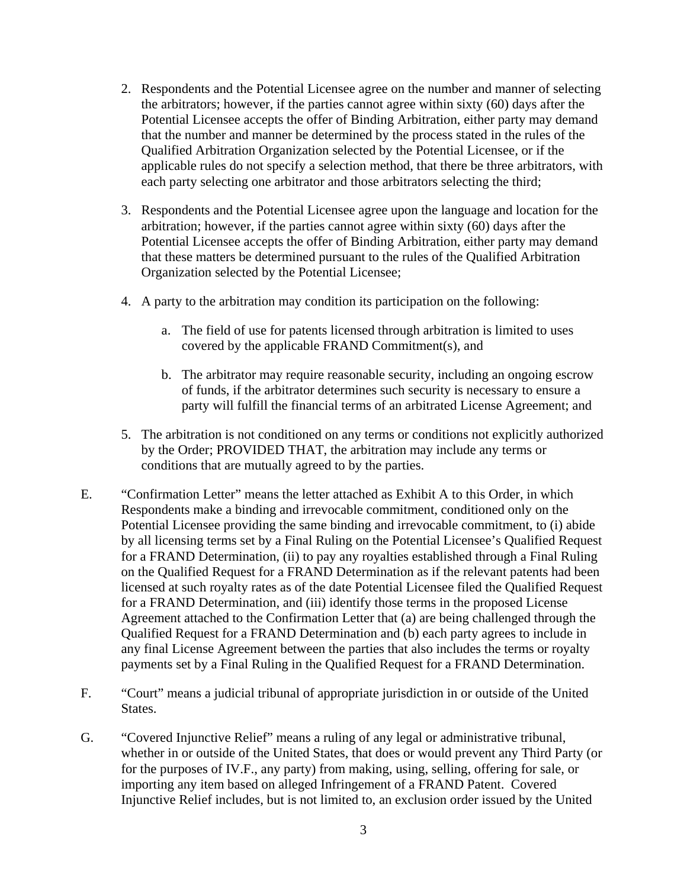2. Respondents and the Potential Licensee agree on the number and manner of selecting the arbitrators; however, if the parties cannot agree within sixty (60) days after the Potential Licensee accepts the offer of Binding Arbitration, either party may demand that the number and manner be determined by the process stated in the rules of the Qualified Arbitration Organization selected by the Potential Licensee, or if the applicable rules do not specify a selection method, that there be three arbitrators, with each party selecting one arbitrator and those arbitrators selecting the third;

3. Respondents and the Potential Licensee agree upon the language and location for the arbitration; however, if the parties cannot agree within sixty (60) days after the Potential Licensee accepts the offer of Binding Arbitration, either party may demand that these matters be determined pursuant to the rules of the Qualified Arbitration Organization selected by the Potential Licensee;

4. A party to the arbitration may condition its participation on the following:

    a. The field of use for patents licensed through arbitration is limited to uses covered by the applicable FRAND Commitment(s), and

    b. The arbitrator may require reasonable security, including an ongoing escrow of funds, if the arbitrator determines such security is necessary to ensure a party will fulfill the financial terms of an arbitrated License Agreement; and

5. The arbitration is not conditioned on any terms or conditions not explicitly authorized by the Order; PROVIDED THAT, the arbitration may include any terms or conditions that are mutually agreed to by the parties.

E. "Confirmation Letter" means the letter attached as Exhibit A to this Order, in which Respondents make a binding and irrevocable commitment, conditioned only on the Potential Licensee providing the same binding and irrevocable commitment, to (i) abide by all licensing terms set by a Final Ruling on the Potential Licensee's Qualified Request for a FRAND Determination, (ii) to pay any royalties established through a Final Ruling on the Qualified Request for a FRAND Determination as if the relevant patents had been licensed at such royalty rates as of the date Potential Licensee filed the Qualified Request for a FRAND Determination, and (iii) identify those terms in the proposed License Agreement attached to the Confirmation Letter that (a) are being challenged through the Qualified Request for a FRAND Determination and (b) each party agrees to include in any final License Agreement between the parties that also includes the terms or royalty payments set by a Final Ruling in the Qualified Request for a FRAND Determination.

F. "Court" means a judicial tribunal of appropriate jurisdiction in or outside of the United States.

G. "Covered Injunctive Relief" means a ruling of any legal or administrative tribunal, whether in or outside of the United States, that does or would prevent any Third Party (or for the purposes of IV.F., any party) from making, using, selling, offering for sale, or importing any item based on alleged Infringement of a FRAND Patent. Covered Injunctive Relief includes, but is not limited to, an exclusion order issued by the United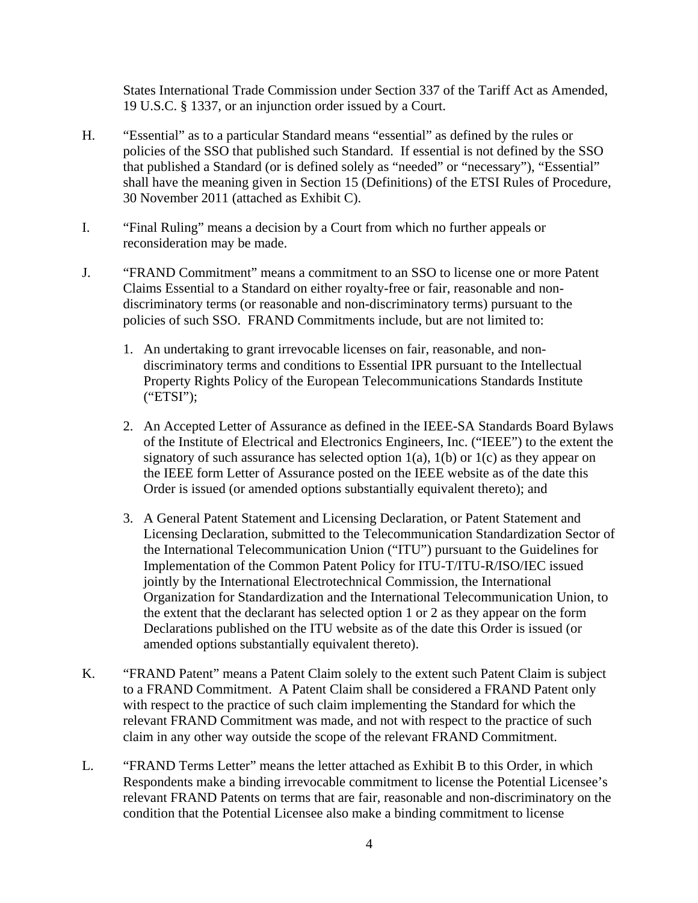States International Trade Commission under Section 337 of the Tariff Act as Amended, 19 U.S.C. § 1337, or an injunction order issued by a Court.

H. "Essential" as to a particular Standard means "essential" as defined by the rules or policies of the SSO that published such Standard. If essential is not defined by the SSO that published a Standard (or is defined solely as "needed" or "necessary"), "Essential" shall have the meaning given in Section 15 (Definitions) of the ETSI Rules of Procedure, 30 November 2011 (attached as Exhibit C).

I. "Final Ruling" means a decision by a Court from which no further appeals or reconsideration may be made.

J. "FRAND Commitment" means a commitment to an SSO to license one or more Patent Claims Essential to a Standard on either royalty-free or fair, reasonable and non-discriminatory terms (or reasonable and non-discriminatory terms) pursuant to the policies of such SSO. FRAND Commitments include, but are not limited to:

1. An undertaking to grant irrevocable licenses on fair, reasonable, and non-discriminatory terms and conditions to Essential IPR pursuant to the Intellectual Property Rights Policy of the European Telecommunications Standards Institute ("ETSI");

2. An Accepted Letter of Assurance as defined in the IEEE-SA Standards Board Bylaws of the Institute of Electrical and Electronics Engineers, Inc. ("IEEE") to the extent the signatory of such assurance has selected option 1(a), 1(b) or 1(c) as they appear on the IEEE form Letter of Assurance posted on the IEEE website as of the date this Order is issued (or amended options substantially equivalent thereto); and

3. A General Patent Statement and Licensing Declaration, or Patent Statement and Licensing Declaration, submitted to the Telecommunication Standardization Sector of the International Telecommunication Union ("ITU") pursuant to the Guidelines for Implementation of the Common Patent Policy for ITU-T/ITU-R/ISO/IEC issued jointly by the International Electrotechnical Commission, the International Organization for Standardization and the International Telecommunication Union, to the extent that the declarant has selected option 1 or 2 as they appear on the form Declarations published on the ITU website as of the date this Order is issued (or amended options substantially equivalent thereto).

K. "FRAND Patent" means a Patent Claim solely to the extent such Patent Claim is subject to a FRAND Commitment. A Patent Claim shall be considered a FRAND Patent only with respect to the practice of such claim implementing the Standard for which the relevant FRAND Commitment was made, and not with respect to the practice of such claim in any other way outside the scope of the relevant FRAND Commitment.

L. "FRAND Terms Letter" means the letter attached as Exhibit B to this Order, in which Respondents make a binding irrevocable commitment to license the Potential Licensee's relevant FRAND Patents on terms that are fair, reasonable and non-discriminatory on the condition that the Potential Licensee also make a binding commitment to license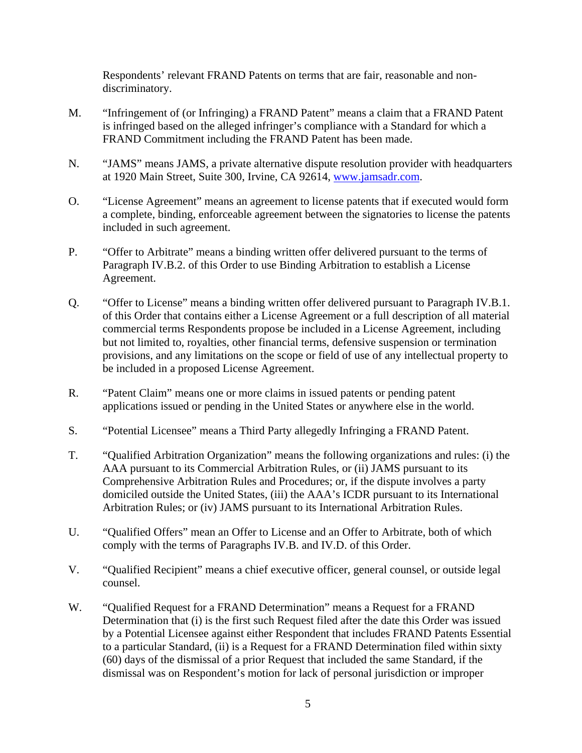Respondents' relevant FRAND Patents on terms that are fair, reasonable and non-discriminatory.

M. "Infringement of (or Infringing) a FRAND Patent" means a claim that a FRAND Patent is infringed based on the alleged infringer's compliance with a Standard for which a FRAND Commitment including the FRAND Patent has been made.

N. "JAMS" means JAMS, a private alternative dispute resolution provider with headquarters at 1920 Main Street, Suite 300, Irvine, CA 92614, www.jamsadr.com.

O. "License Agreement" means an agreement to license patents that if executed would form a complete, binding, enforceable agreement between the signatories to license the patents included in such agreement.

P. "Offer to Arbitrate" means a binding written offer delivered pursuant to the terms of Paragraph IV.B.2. of this Order to use Binding Arbitration to establish a License Agreement.

Q. "Offer to License" means a binding written offer delivered pursuant to Paragraph IV.B.1. of this Order that contains either a License Agreement or a full description of all material commercial terms Respondents propose be included in a License Agreement, including but not limited to, royalties, other financial terms, defensive suspension or termination provisions, and any limitations on the scope or field of use of any intellectual property to be included in a proposed License Agreement.

R. "Patent Claim" means one or more claims in issued patents or pending patent applications issued or pending in the United States or anywhere else in the world.

S. "Potential Licensee" means a Third Party allegedly Infringing a FRAND Patent.

T. "Qualified Arbitration Organization" means the following organizations and rules: (i) the AAA pursuant to its Commercial Arbitration Rules, or (ii) JAMS pursuant to its Comprehensive Arbitration Rules and Procedures; or, if the dispute involves a party domiciled outside the United States, (iii) the AAA's ICDR pursuant to its International Arbitration Rules; or (iv) JAMS pursuant to its International Arbitration Rules.

U. "Qualified Offers" mean an Offer to License and an Offer to Arbitrate, both of which comply with the terms of Paragraphs IV.B. and IV.D. of this Order.

V. "Qualified Recipient" means a chief executive officer, general counsel, or outside legal counsel.

W. "Qualified Request for a FRAND Determination" means a Request for a FRAND Determination that (i) is the first such Request filed after the date this Order was issued by a Potential Licensee against either Respondent that includes FRAND Patents Essential to a particular Standard, (ii) is a Request for a FRAND Determination filed within sixty (60) days of the dismissal of a prior Request that included the same Standard, if the dismissal was on Respondent's motion for lack of personal jurisdiction or improper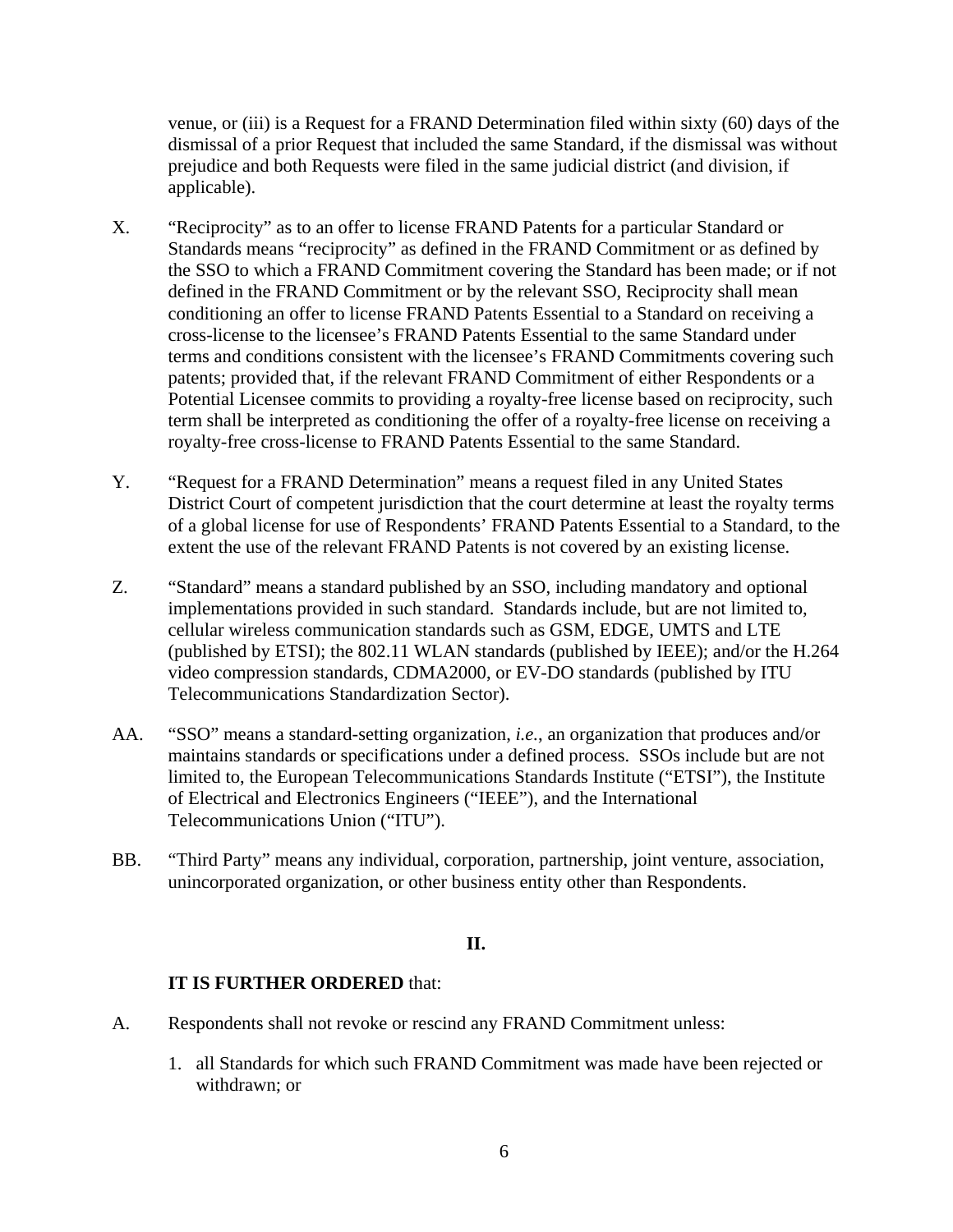venue, or (iii) is a Request for a FRAND Determination filed within sixty (60) days of the dismissal of a prior Request that included the same Standard, if the dismissal was without prejudice and both Requests were filed in the same judicial district (and division, if applicable).

X. "Reciprocity" as to an offer to license FRAND Patents for a particular Standard or Standards means "reciprocity" as defined in the FRAND Commitment or as defined by the SSO to which a FRAND Commitment covering the Standard has been made; or if not defined in the FRAND Commitment or by the relevant SSO, Reciprocity shall mean conditioning an offer to license FRAND Patents Essential to a Standard on receiving a cross-license to the licensee's FRAND Patents Essential to the same Standard under terms and conditions consistent with the licensee's FRAND Commitments covering such patents; provided that, if the relevant FRAND Commitment of either Respondents or a Potential Licensee commits to providing a royalty-free license based on reciprocity, such term shall be interpreted as conditioning the offer of a royalty-free license on receiving a royalty-free cross-license to FRAND Patents Essential to the same Standard.

Y. "Request for a FRAND Determination" means a request filed in any United States District Court of competent jurisdiction that the court determine at least the royalty terms of a global license for use of Respondents' FRAND Patents Essential to a Standard, to the extent the use of the relevant FRAND Patents is not covered by an existing license.

Z. "Standard" means a standard published by an SSO, including mandatory and optional implementations provided in such standard. Standards include, but are not limited to, cellular wireless communication standards such as GSM, EDGE, UMTS and LTE (published by ETSI); the 802.11 WLAN standards (published by IEEE); and/or the H.264 video compression standards, CDMA2000, or EV-DO standards (published by ITU Telecommunications Standardization Sector).

AA. "SSO" means a standard-setting organization, *i.e.*, an organization that produces and/or maintains standards or specifications under a defined process. SSOs include but are not limited to, the European Telecommunications Standards Institute ("ETSI"), the Institute of Electrical and Electronics Engineers ("IEEE"), and the International Telecommunications Union ("ITU").

BB. "Third Party" means any individual, corporation, partnership, joint venture, association, unincorporated organization, or other business entity other than Respondents.

**II.**

**IT IS FURTHER ORDERED** that:

A. Respondents shall not revoke or rescind any FRAND Commitment unless:

1. all Standards for which such FRAND Commitment was made have been rejected or withdrawn; or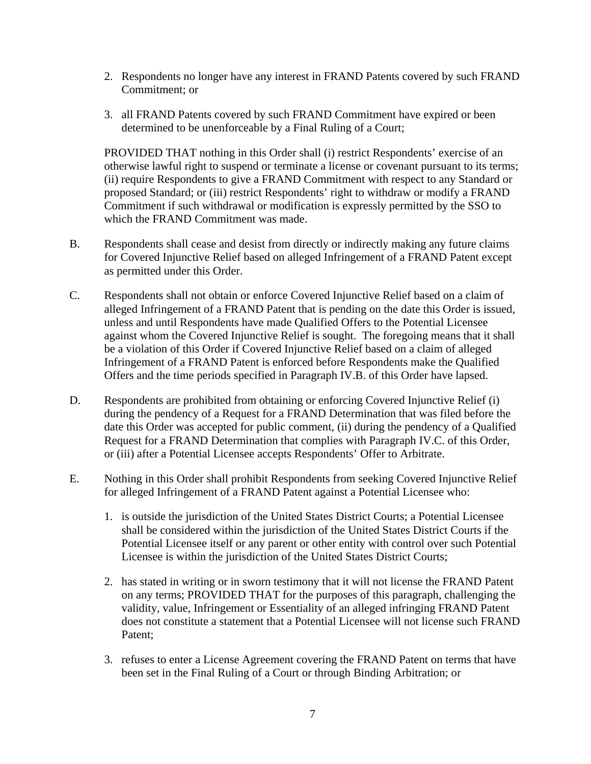2. Respondents no longer have any interest in FRAND Patents covered by such FRAND Commitment; or

3. all FRAND Patents covered by such FRAND Commitment have expired or been determined to be unenforceable by a Final Ruling of a Court;

PROVIDED THAT nothing in this Order shall (i) restrict Respondents' exercise of an otherwise lawful right to suspend or terminate a license or covenant pursuant to its terms; (ii) require Respondents to give a FRAND Commitment with respect to any Standard or proposed Standard; or (iii) restrict Respondents' right to withdraw or modify a FRAND Commitment if such withdrawal or modification is expressly permitted by the SSO to which the FRAND Commitment was made.

B. Respondents shall cease and desist from directly or indirectly making any future claims for Covered Injunctive Relief based on alleged Infringement of a FRAND Patent except as permitted under this Order.

C. Respondents shall not obtain or enforce Covered Injunctive Relief based on a claim of alleged Infringement of a FRAND Patent that is pending on the date this Order is issued, unless and until Respondents have made Qualified Offers to the Potential Licensee against whom the Covered Injunctive Relief is sought. The foregoing means that it shall be a violation of this Order if Covered Injunctive Relief based on a claim of alleged Infringement of a FRAND Patent is enforced before Respondents make the Qualified Offers and the time periods specified in Paragraph IV.B. of this Order have lapsed.

D. Respondents are prohibited from obtaining or enforcing Covered Injunctive Relief (i) during the pendency of a Request for a FRAND Determination that was filed before the date this Order was accepted for public comment, (ii) during the pendency of a Qualified Request for a FRAND Determination that complies with Paragraph IV.C. of this Order, or (iii) after a Potential Licensee accepts Respondents' Offer to Arbitrate.

E. Nothing in this Order shall prohibit Respondents from seeking Covered Injunctive Relief for alleged Infringement of a FRAND Patent against a Potential Licensee who:

1. is outside the jurisdiction of the United States District Courts; a Potential Licensee shall be considered within the jurisdiction of the United States District Courts if the Potential Licensee itself or any parent or other entity with control over such Potential Licensee is within the jurisdiction of the United States District Courts;

2. has stated in writing or in sworn testimony that it will not license the FRAND Patent on any terms; PROVIDED THAT for the purposes of this paragraph, challenging the validity, value, Infringement or Essentiality of an alleged infringing FRAND Patent does not constitute a statement that a Potential Licensee will not license such FRAND Patent;

3. refuses to enter a License Agreement covering the FRAND Patent on terms that have been set in the Final Ruling of a Court or through Binding Arbitration; or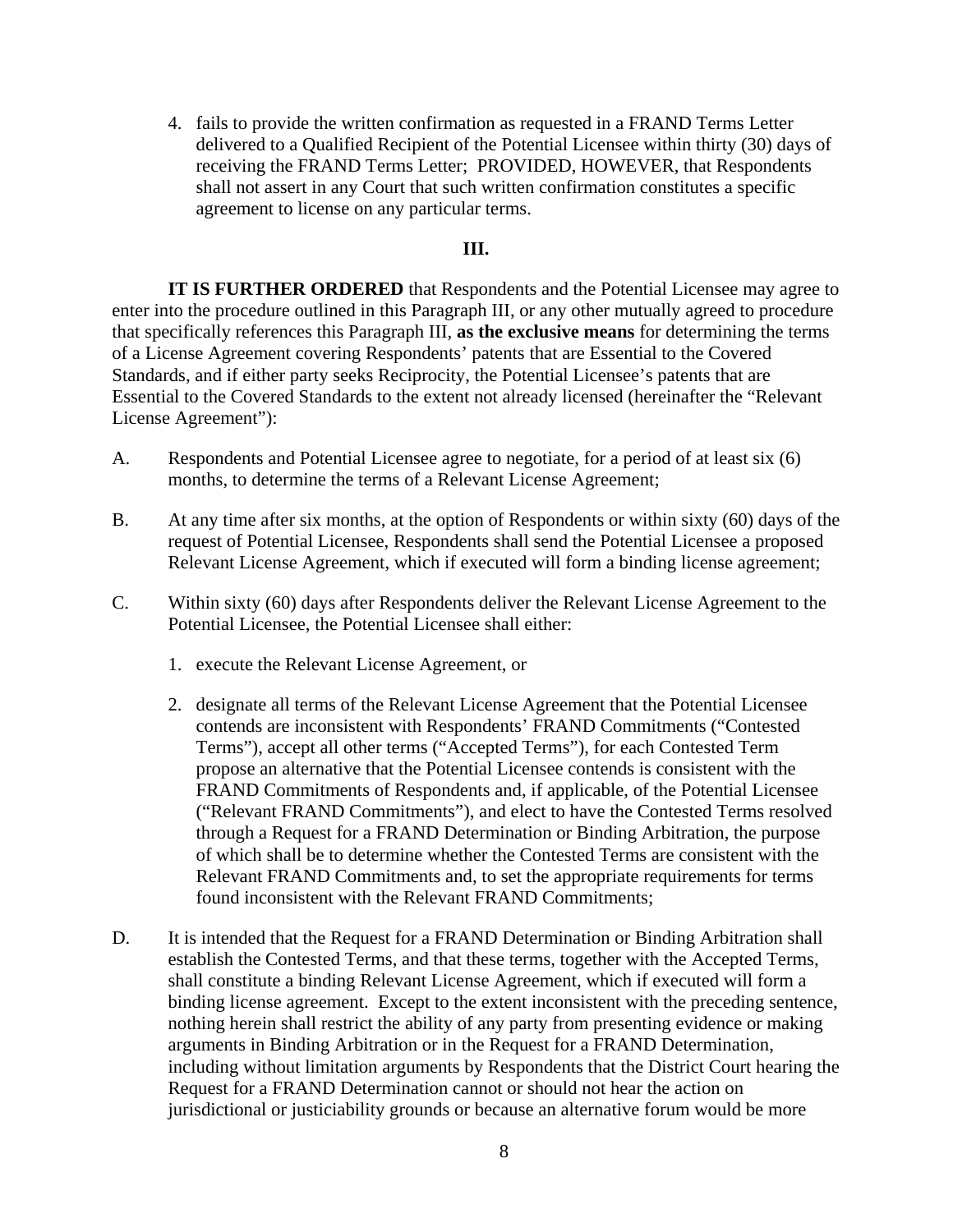4. fails to provide the written confirmation as requested in a FRAND Terms Letter delivered to a Qualified Recipient of the Potential Licensee within thirty (30) days of receiving the FRAND Terms Letter; PROVIDED, HOWEVER, that Respondents shall not assert in any Court that such written confirmation constitutes a specific agreement to license on any particular terms.

**III.**

**IT IS FURTHER ORDERED** that Respondents and the Potential Licensee may agree to enter into the procedure outlined in this Paragraph III, or any other mutually agreed to procedure that specifically references this Paragraph III, **as the exclusive means** for determining the terms of a License Agreement covering Respondents' patents that are Essential to the Covered Standards, and if either party seeks Reciprocity, the Potential Licensee's patents that are Essential to the Covered Standards to the extent not already licensed (hereinafter the "Relevant License Agreement"):

A. Respondents and Potential Licensee agree to negotiate, for a period of at least six (6) months, to determine the terms of a Relevant License Agreement;

B. At any time after six months, at the option of Respondents or within sixty (60) days of the request of Potential Licensee, Respondents shall send the Potential Licensee a proposed Relevant License Agreement, which if executed will form a binding license agreement;

C. Within sixty (60) days after Respondents deliver the Relevant License Agreement to the Potential Licensee, the Potential Licensee shall either:

   1. execute the Relevant License Agreement, or

   2. designate all terms of the Relevant License Agreement that the Potential Licensee contends are inconsistent with Respondents' FRAND Commitments ("Contested Terms"), accept all other terms ("Accepted Terms"), for each Contested Term propose an alternative that the Potential Licensee contends is consistent with the FRAND Commitments of Respondents and, if applicable, of the Potential Licensee ("Relevant FRAND Commitments"), and elect to have the Contested Terms resolved through a Request for a FRAND Determination or Binding Arbitration, the purpose of which shall be to determine whether the Contested Terms are consistent with the Relevant FRAND Commitments and, to set the appropriate requirements for terms found inconsistent with the Relevant FRAND Commitments;

D. It is intended that the Request for a FRAND Determination or Binding Arbitration shall establish the Contested Terms, and that these terms, together with the Accepted Terms, shall constitute a binding Relevant License Agreement, which if executed will form a binding license agreement. Except to the extent inconsistent with the preceding sentence, nothing herein shall restrict the ability of any party from presenting evidence or making arguments in Binding Arbitration or in the Request for a FRAND Determination, including without limitation arguments by Respondents that the District Court hearing the Request for a FRAND Determination cannot or should not hear the action on jurisdictional or justiciability grounds or because an alternative forum would be more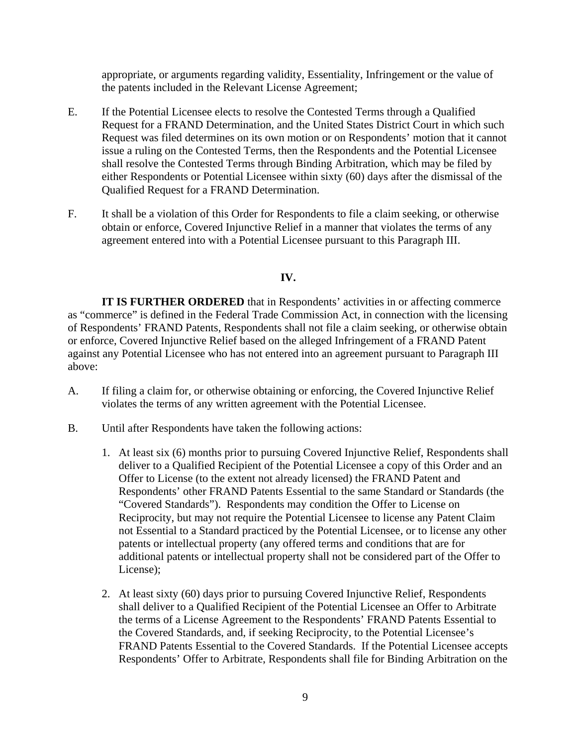appropriate, or arguments regarding validity, Essentiality, Infringement or the value of the patents included in the Relevant License Agreement;

E. If the Potential Licensee elects to resolve the Contested Terms through a Qualified Request for a FRAND Determination, and the United States District Court in which such Request was filed determines on its own motion or on Respondents' motion that it cannot issue a ruling on the Contested Terms, then the Respondents and the Potential Licensee shall resolve the Contested Terms through Binding Arbitration, which may be filed by either Respondents or Potential Licensee within sixty (60) days after the dismissal of the Qualified Request for a FRAND Determination.

F. It shall be a violation of this Order for Respondents to file a claim seeking, or otherwise obtain or enforce, Covered Injunctive Relief in a manner that violates the terms of any agreement entered into with a Potential Licensee pursuant to this Paragraph III.

## IV.

**IT IS FURTHER ORDERED** that in Respondents' activities in or affecting commerce as "commerce" is defined in the Federal Trade Commission Act, in connection with the licensing of Respondents' FRAND Patents, Respondents shall not file a claim seeking, or otherwise obtain or enforce, Covered Injunctive Relief based on the alleged Infringement of a FRAND Patent against any Potential Licensee who has not entered into an agreement pursuant to Paragraph III above:

A. If filing a claim for, or otherwise obtaining or enforcing, the Covered Injunctive Relief violates the terms of any written agreement with the Potential Licensee.

B. Until after Respondents have taken the following actions:

1. At least six (6) months prior to pursuing Covered Injunctive Relief, Respondents shall deliver to a Qualified Recipient of the Potential Licensee a copy of this Order and an Offer to License (to the extent not already licensed) the FRAND Patent and Respondents' other FRAND Patents Essential to the same Standard or Standards (the "Covered Standards"). Respondents may condition the Offer to License on Reciprocity, but may not require the Potential Licensee to license any Patent Claim not Essential to a Standard practiced by the Potential Licensee, or to license any other patents or intellectual property (any offered terms and conditions that are for additional patents or intellectual property shall not be considered part of the Offer to License);

2. At least sixty (60) days prior to pursuing Covered Injunctive Relief, Respondents shall deliver to a Qualified Recipient of the Potential Licensee an Offer to Arbitrate the terms of a License Agreement to the Respondents' FRAND Patents Essential to the Covered Standards, and, if seeking Reciprocity, to the Potential Licensee's FRAND Patents Essential to the Covered Standards. If the Potential Licensee accepts Respondents' Offer to Arbitrate, Respondents shall file for Binding Arbitration on the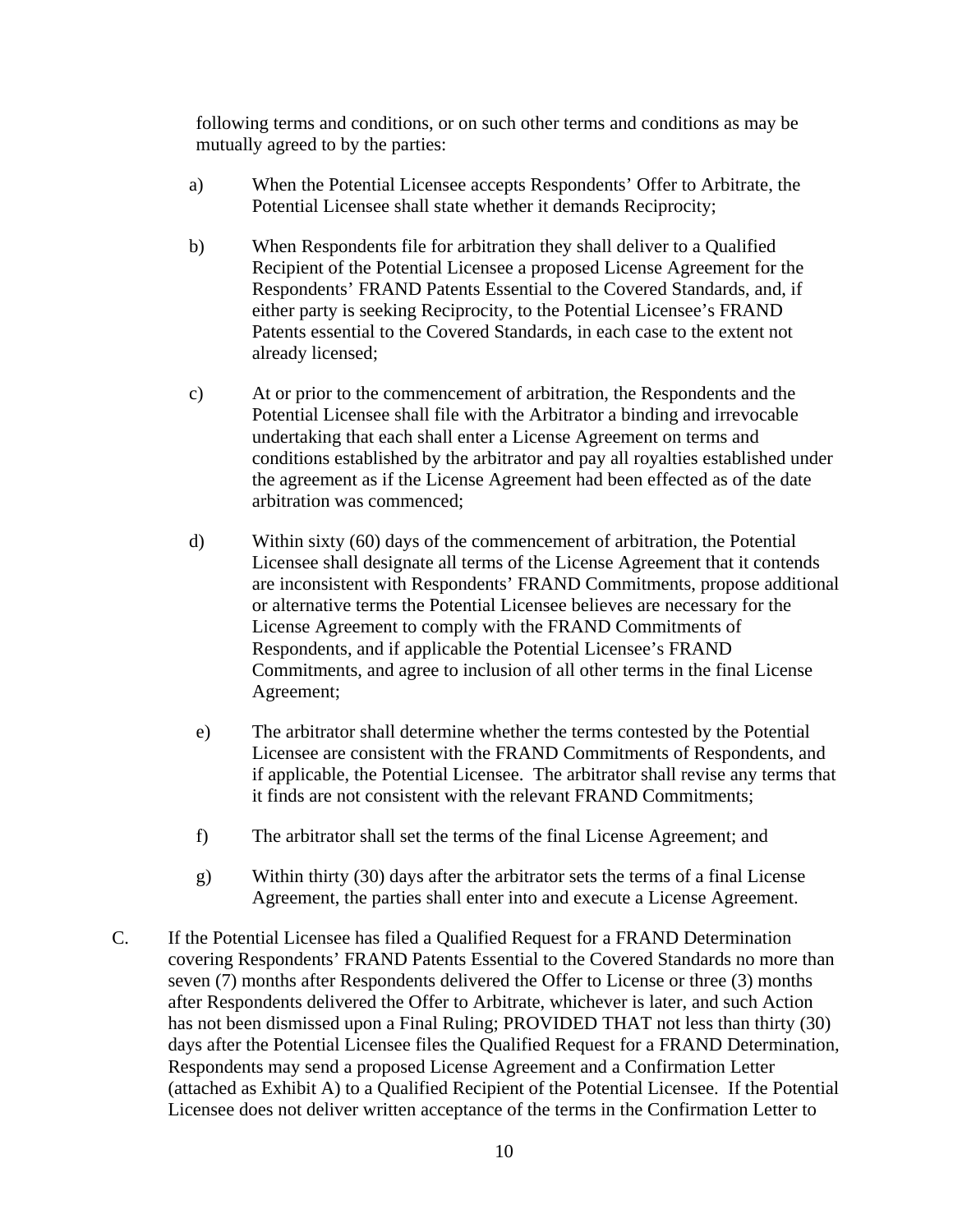following terms and conditions, or on such other terms and conditions as may be mutually agreed to by the parties:

a) When the Potential Licensee accepts Respondents' Offer to Arbitrate, the Potential Licensee shall state whether it demands Reciprocity;

b) When Respondents file for arbitration they shall deliver to a Qualified Recipient of the Potential Licensee a proposed License Agreement for the Respondents' FRAND Patents Essential to the Covered Standards, and, if either party is seeking Reciprocity, to the Potential Licensee's FRAND Patents essential to the Covered Standards, in each case to the extent not already licensed;

c) At or prior to the commencement of arbitration, the Respondents and the Potential Licensee shall file with the Arbitrator a binding and irrevocable undertaking that each shall enter a License Agreement on terms and conditions established by the arbitrator and pay all royalties established under the agreement as if the License Agreement had been effected as of the date arbitration was commenced;

d) Within sixty (60) days of the commencement of arbitration, the Potential Licensee shall designate all terms of the License Agreement that it contends are inconsistent with Respondents' FRAND Commitments, propose additional or alternative terms the Potential Licensee believes are necessary for the License Agreement to comply with the FRAND Commitments of Respondents, and if applicable the Potential Licensee's FRAND Commitments, and agree to inclusion of all other terms in the final License Agreement;

e) The arbitrator shall determine whether the terms contested by the Potential Licensee are consistent with the FRAND Commitments of Respondents, and if applicable, the Potential Licensee. The arbitrator shall revise any terms that it finds are not consistent with the relevant FRAND Commitments;

f) The arbitrator shall set the terms of the final License Agreement; and

g) Within thirty (30) days after the arbitrator sets the terms of a final License Agreement, the parties shall enter into and execute a License Agreement.

C. If the Potential Licensee has filed a Qualified Request for a FRAND Determination covering Respondents' FRAND Patents Essential to the Covered Standards no more than seven (7) months after Respondents delivered the Offer to License or three (3) months after Respondents delivered the Offer to Arbitrate, whichever is later, and such Action has not been dismissed upon a Final Ruling; PROVIDED THAT not less than thirty (30) days after the Potential Licensee files the Qualified Request for a FRAND Determination, Respondents may send a proposed License Agreement and a Confirmation Letter (attached as Exhibit A) to a Qualified Recipient of the Potential Licensee. If the Potential Licensee does not deliver written acceptance of the terms in the Confirmation Letter to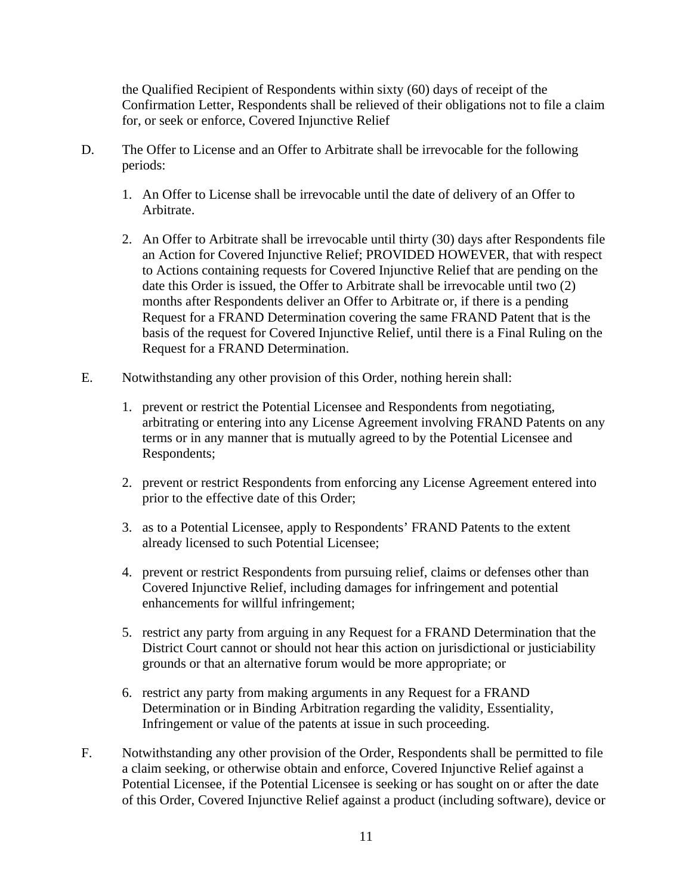the Qualified Recipient of Respondents within sixty (60) days of receipt of the Confirmation Letter, Respondents shall be relieved of their obligations not to file a claim for, or seek or enforce, Covered Injunctive Relief

D. The Offer to License and an Offer to Arbitrate shall be irrevocable for the following periods:

1. An Offer to License shall be irrevocable until the date of delivery of an Offer to Arbitrate.

2. An Offer to Arbitrate shall be irrevocable until thirty (30) days after Respondents file an Action for Covered Injunctive Relief; PROVIDED HOWEVER, that with respect to Actions containing requests for Covered Injunctive Relief that are pending on the date this Order is issued, the Offer to Arbitrate shall be irrevocable until two (2) months after Respondents deliver an Offer to Arbitrate or, if there is a pending Request for a FRAND Determination covering the same FRAND Patent that is the basis of the request for Covered Injunctive Relief, until there is a Final Ruling on the Request for a FRAND Determination.

E. Notwithstanding any other provision of this Order, nothing herein shall:

1. prevent or restrict the Potential Licensee and Respondents from negotiating, arbitrating or entering into any License Agreement involving FRAND Patents on any terms or in any manner that is mutually agreed to by the Potential Licensee and Respondents;

2. prevent or restrict Respondents from enforcing any License Agreement entered into prior to the effective date of this Order;

3. as to a Potential Licensee, apply to Respondents' FRAND Patents to the extent already licensed to such Potential Licensee;

4. prevent or restrict Respondents from pursuing relief, claims or defenses other than Covered Injunctive Relief, including damages for infringement and potential enhancements for willful infringement;

5. restrict any party from arguing in any Request for a FRAND Determination that the District Court cannot or should not hear this action on jurisdictional or justiciability grounds or that an alternative forum would be more appropriate; or

6. restrict any party from making arguments in any Request for a FRAND Determination or in Binding Arbitration regarding the validity, Essentiality, Infringement or value of the patents at issue in such proceeding.

F. Notwithstanding any other provision of the Order, Respondents shall be permitted to file a claim seeking, or otherwise obtain and enforce, Covered Injunctive Relief against a Potential Licensee, if the Potential Licensee is seeking or has sought on or after the date of this Order, Covered Injunctive Relief against a product (including software), device or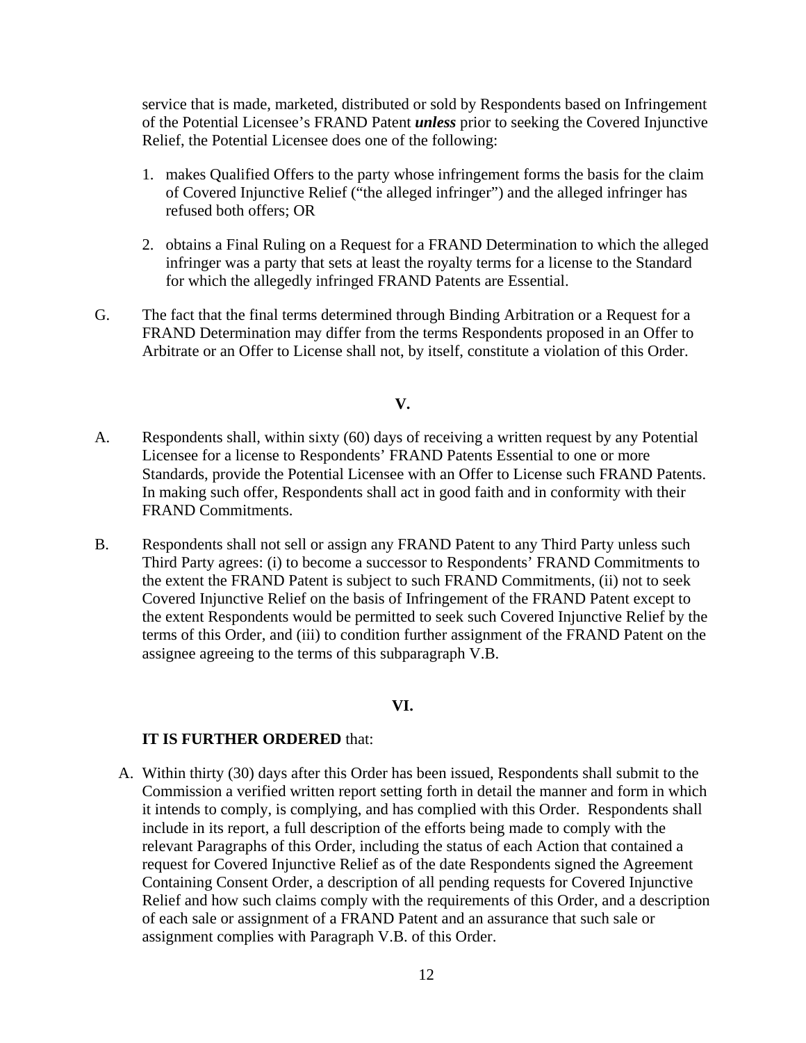service that is made, marketed, distributed or sold by Respondents based on Infringement of the Potential Licensee's FRAND Patent ***unless*** prior to seeking the Covered Injunctive Relief, the Potential Licensee does one of the following:

1. makes Qualified Offers to the party whose infringement forms the basis for the claim of Covered Injunctive Relief ("the alleged infringer") and the alleged infringer has refused both offers; OR

2. obtains a Final Ruling on a Request for a FRAND Determination to which the alleged infringer was a party that sets at least the royalty terms for a license to the Standard for which the allegedly infringed FRAND Patents are Essential.

G. The fact that the final terms determined through Binding Arbitration or a Request for a FRAND Determination may differ from the terms Respondents proposed in an Offer to Arbitrate or an Offer to License shall not, by itself, constitute a violation of this Order.

**V.**

A. Respondents shall, within sixty (60) days of receiving a written request by any Potential Licensee for a license to Respondents' FRAND Patents Essential to one or more Standards, provide the Potential Licensee with an Offer to License such FRAND Patents. In making such offer, Respondents shall act in good faith and in conformity with their FRAND Commitments.

B. Respondents shall not sell or assign any FRAND Patent to any Third Party unless such Third Party agrees: (i) to become a successor to Respondents' FRAND Commitments to the extent the FRAND Patent is subject to such FRAND Commitments, (ii) not to seek Covered Injunctive Relief on the basis of Infringement of the FRAND Patent except to the extent Respondents would be permitted to seek such Covered Injunctive Relief by the terms of this Order, and (iii) to condition further assignment of the FRAND Patent on the assignee agreeing to the terms of this subparagraph V.B.

**VI.**

**IT IS FURTHER ORDERED** that:

A. Within thirty (30) days after this Order has been issued, Respondents shall submit to the Commission a verified written report setting forth in detail the manner and form in which it intends to comply, is complying, and has complied with this Order. Respondents shall include in its report, a full description of the efforts being made to comply with the relevant Paragraphs of this Order, including the status of each Action that contained a request for Covered Injunctive Relief as of the date Respondents signed the Agreement Containing Consent Order, a description of all pending requests for Covered Injunctive Relief and how such claims comply with the requirements of this Order, and a description of each sale or assignment of a FRAND Patent and an assurance that such sale or assignment complies with Paragraph V.B. of this Order.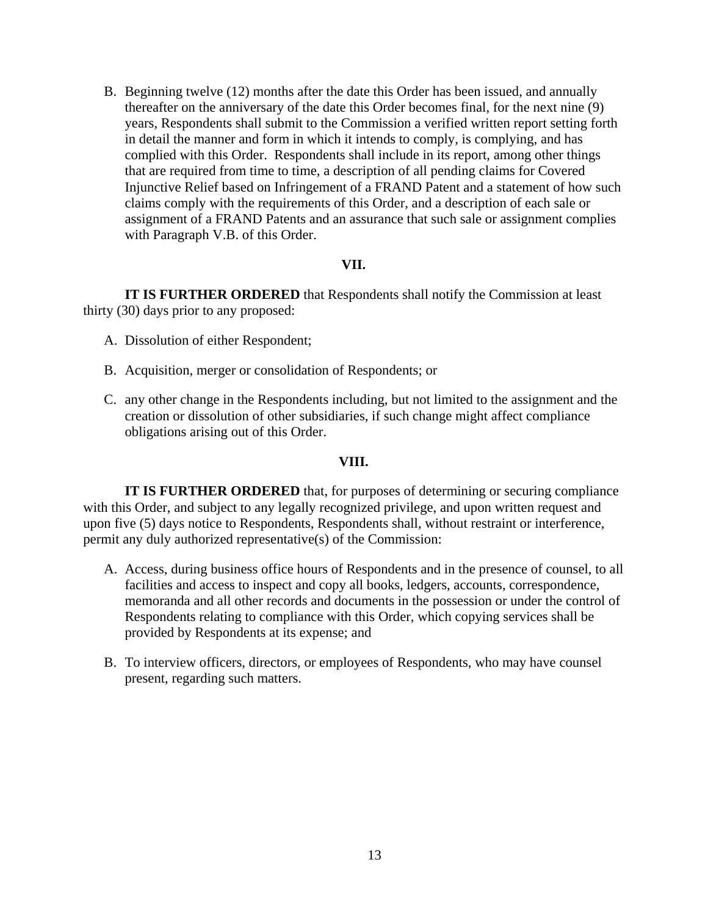B. Beginning twelve (12) months after the date this Order has been issued, and annually thereafter on the anniversary of the date this Order becomes final, for the next nine (9) years, Respondents shall submit to the Commission a verified written report setting forth in detail the manner and form in which it intends to comply, is complying, and has complied with this Order. Respondents shall include in its report, among other things that are required from time to time, a description of all pending claims for Covered Injunctive Relief based on Infringement of a FRAND Patent and a statement of how such claims comply with the requirements of this Order, and a description of each sale or assignment of a FRAND Patents and an assurance that such sale or assignment complies with Paragraph V.B. of this Order.

**VII.**

**IT IS FURTHER ORDERED** that Respondents shall notify the Commission at least thirty (30) days prior to any proposed:

A. Dissolution of either Respondent;

B. Acquisition, merger or consolidation of Respondents; or

C. any other change in the Respondents including, but not limited to the assignment and the creation or dissolution of other subsidiaries, if such change might affect compliance obligations arising out of this Order.

**VIII.**

**IT IS FURTHER ORDERED** that, for purposes of determining or securing compliance with this Order, and subject to any legally recognized privilege, and upon written request and upon five (5) days notice to Respondents, Respondents shall, without restraint or interference, permit any duly authorized representative(s) of the Commission:

A. Access, during business office hours of Respondents and in the presence of counsel, to all facilities and access to inspect and copy all books, ledgers, accounts, correspondence, memoranda and all other records and documents in the possession or under the control of Respondents relating to compliance with this Order, which copying services shall be provided by Respondents at its expense; and

B. To interview officers, directors, or employees of Respondents, who may have counsel present, regarding such matters.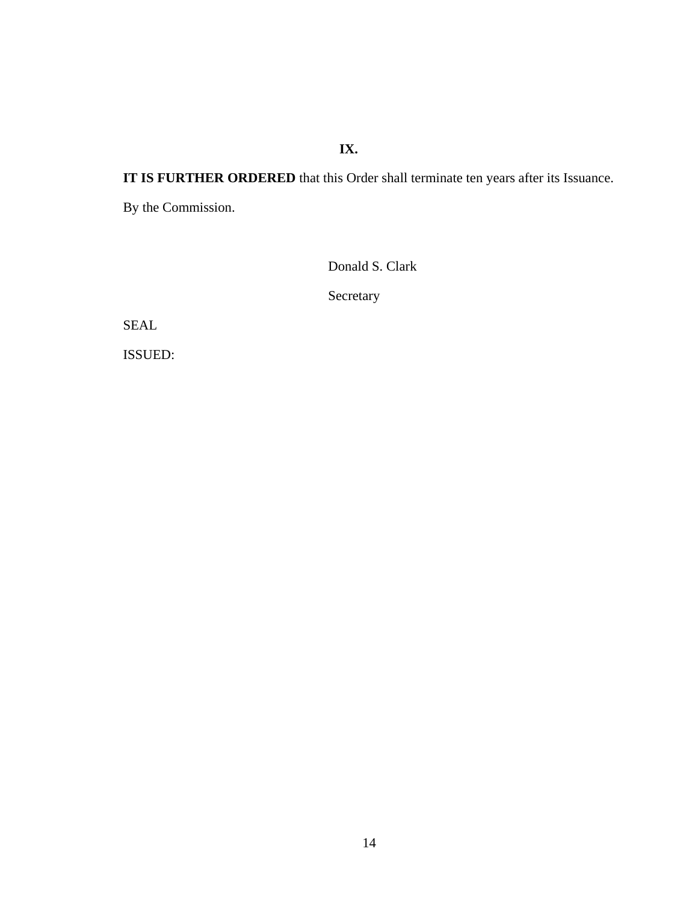## IX.

**IT IS FURTHER ORDERED** that this Order shall terminate ten years after its Issuance.

By the Commission.

Donald S. Clark

Secretary

SEAL

ISSUED: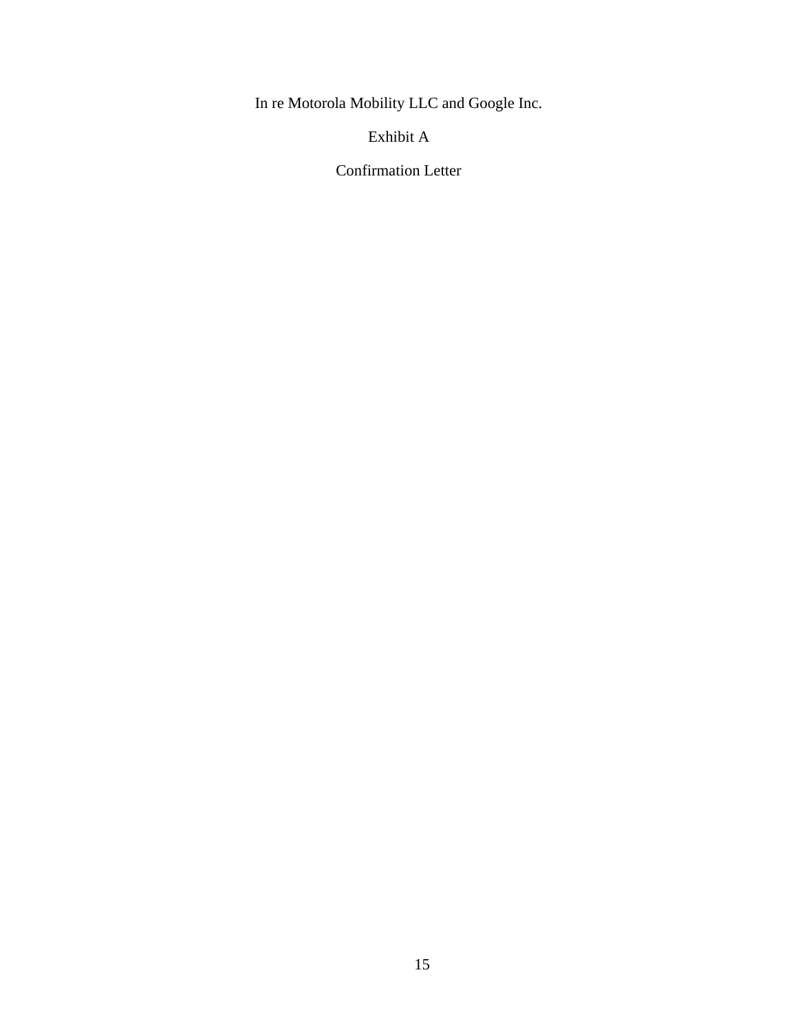In re Motorola Mobility LLC and Google Inc.

Exhibit A

Confirmation Letter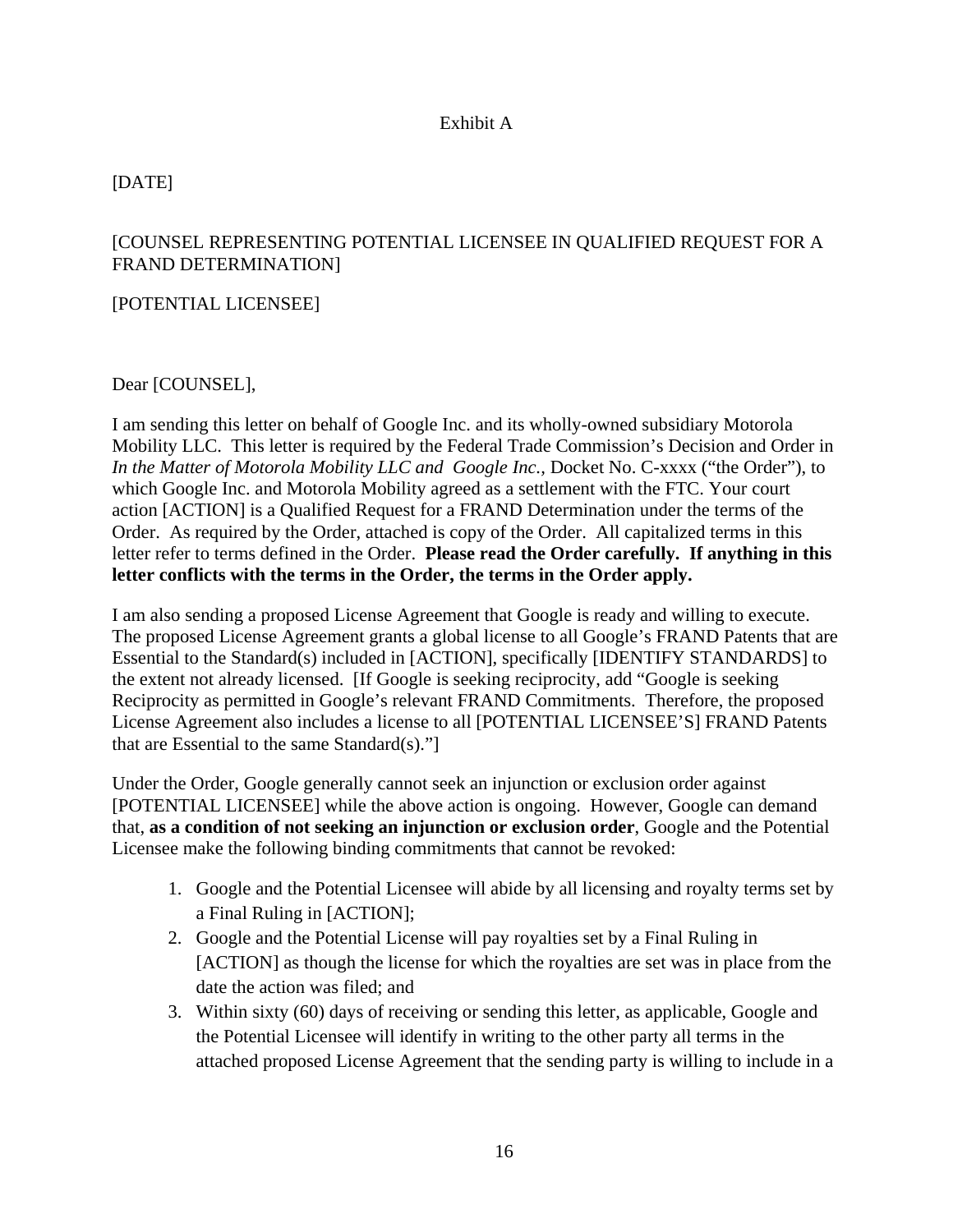Exhibit A

[DATE]

[COUNSEL REPRESENTING POTENTIAL LICENSEE IN QUALIFIED REQUEST FOR A FRAND DETERMINATION]

[POTENTIAL LICENSEE]

Dear [COUNSEL],

I am sending this letter on behalf of Google Inc. and its wholly-owned subsidiary Motorola Mobility LLC. This letter is required by the Federal Trade Commission's Decision and Order in *In the Matter of Motorola Mobility LLC and Google Inc.*, Docket No. C-xxxx ("the Order"), to which Google Inc. and Motorola Mobility agreed as a settlement with the FTC. Your court action [ACTION] is a Qualified Request for a FRAND Determination under the terms of the Order. As required by the Order, attached is copy of the Order. All capitalized terms in this letter refer to terms defined in the Order. **Please read the Order carefully. If anything in this letter conflicts with the terms in the Order, the terms in the Order apply.**

I am also sending a proposed License Agreement that Google is ready and willing to execute. The proposed License Agreement grants a global license to all Google's FRAND Patents that are Essential to the Standard(s) included in [ACTION], specifically [IDENTIFY STANDARDS] to the extent not already licensed. [If Google is seeking reciprocity, add "Google is seeking Reciprocity as permitted in Google's relevant FRAND Commitments. Therefore, the proposed License Agreement also includes a license to all [POTENTIAL LICENSEE'S] FRAND Patents that are Essential to the same Standard(s)."]

Under the Order, Google generally cannot seek an injunction or exclusion order against [POTENTIAL LICENSEE] while the above action is ongoing. However, Google can demand that, **as a condition of not seeking an injunction or exclusion order**, Google and the Potential Licensee make the following binding commitments that cannot be revoked:

1. Google and the Potential Licensee will abide by all licensing and royalty terms set by a Final Ruling in [ACTION];
2. Google and the Potential License will pay royalties set by a Final Ruling in [ACTION] as though the license for which the royalties are set was in place from the date the action was filed; and
3. Within sixty (60) days of receiving or sending this letter, as applicable, Google and the Potential Licensee will identify in writing to the other party all terms in the attached proposed License Agreement that the sending party is willing to include in a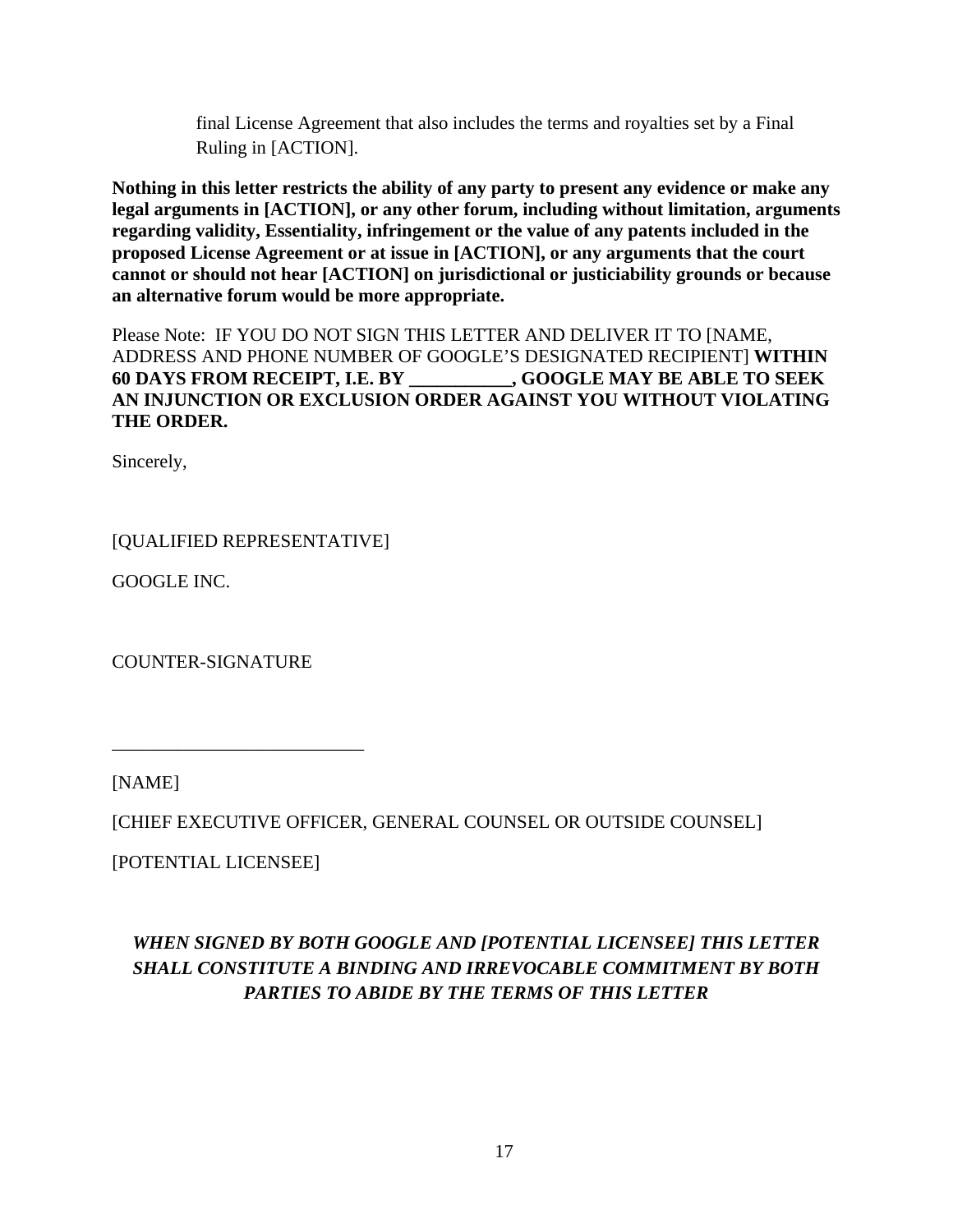final License Agreement that also includes the terms and royalties set by a Final Ruling in [ACTION].

**Nothing in this letter restricts the ability of any party to present any evidence or make any legal arguments in [ACTION], or any other forum, including without limitation, arguments regarding validity, Essentiality, infringement or the value of any patents included in the proposed License Agreement or at issue in [ACTION], or any arguments that the court cannot or should not hear [ACTION] on jurisdictional or justiciability grounds or because an alternative forum would be more appropriate.**

Please Note: IF YOU DO NOT SIGN THIS LETTER AND DELIVER IT TO [NAME, ADDRESS AND PHONE NUMBER OF GOOGLE'S DESIGNATED RECIPIENT] **WITHIN 60 DAYS FROM RECEIPT, I.E. BY ___________, GOOGLE MAY BE ABLE TO SEEK AN INJUNCTION OR EXCLUSION ORDER AGAINST YOU WITHOUT VIOLATING THE ORDER.**

Sincerely,

[QUALIFIED REPRESENTATIVE]

GOOGLE INC.

COUNTER-SIGNATURE

___________________________

[NAME]

[CHIEF EXECUTIVE OFFICER, GENERAL COUNSEL OR OUTSIDE COUNSEL]

[POTENTIAL LICENSEE]

***WHEN SIGNED BY BOTH GOOGLE AND [POTENTIAL LICENSEE] THIS LETTER SHALL CONSTITUTE A BINDING AND IRREVOCABLE COMMITMENT BY BOTH PARTIES TO ABIDE BY THE TERMS OF THIS LETTER***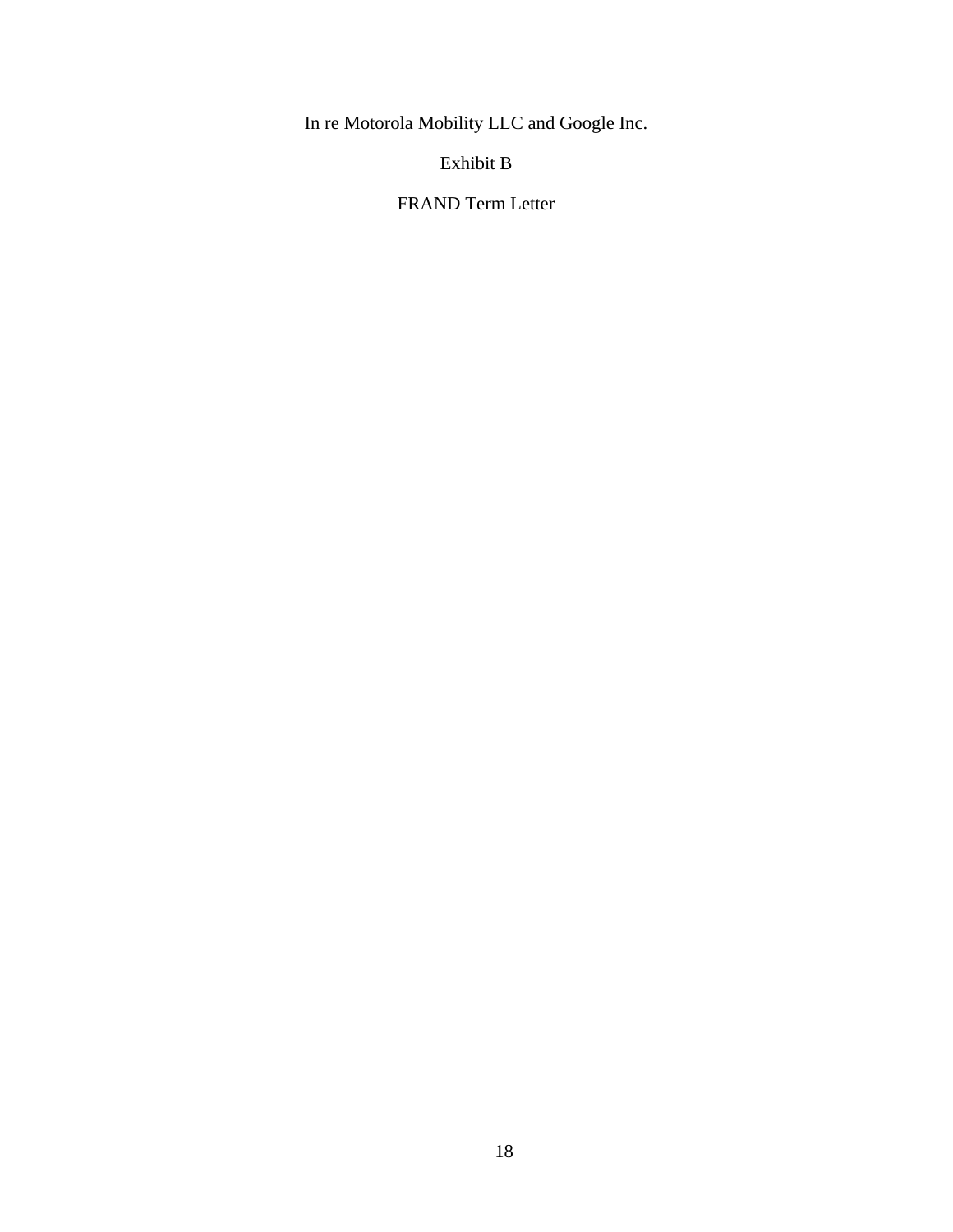In re Motorola Mobility LLC and Google Inc.

Exhibit B

FRAND Term Letter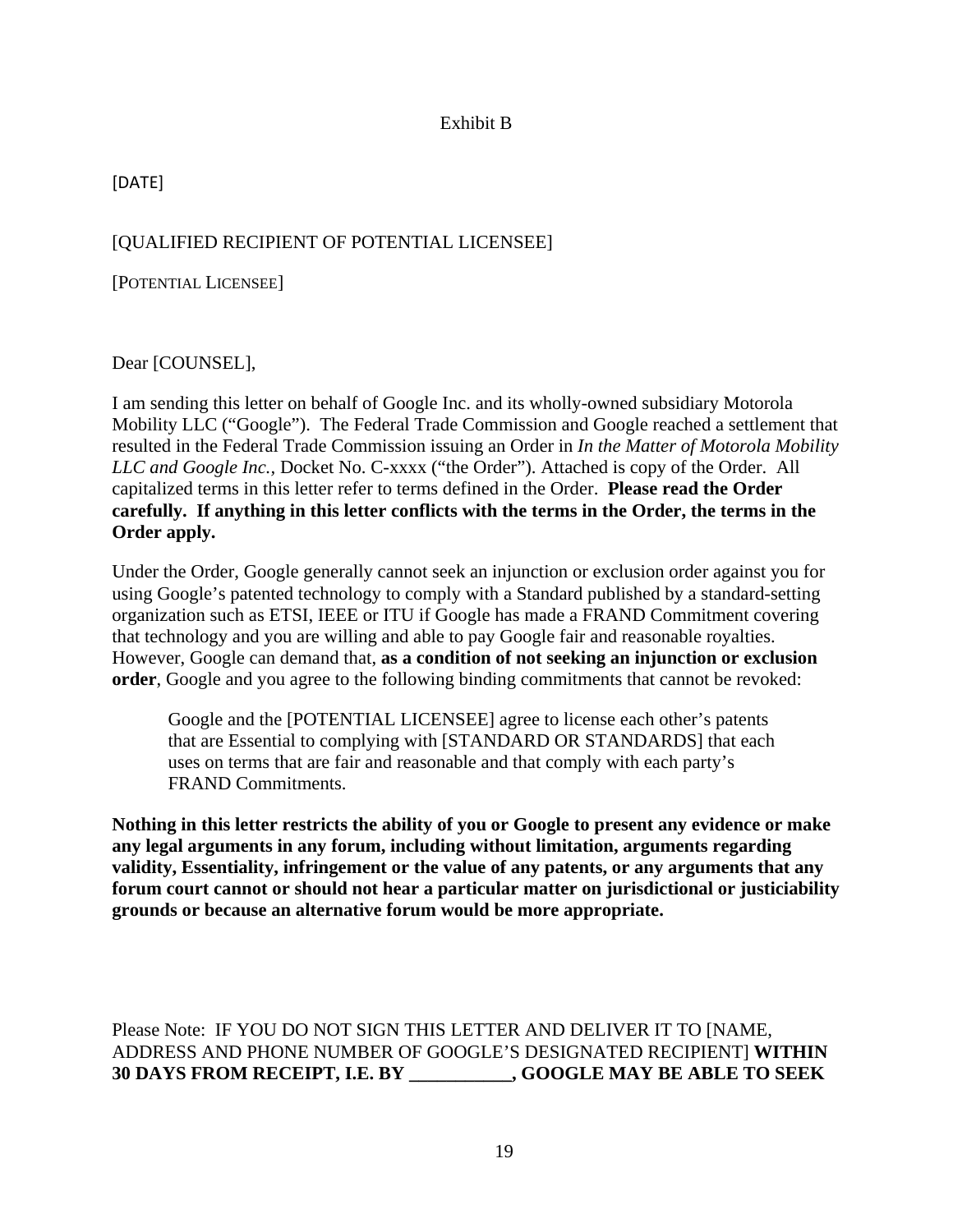Exhibit B

[DATE]

[QUALIFIED RECIPIENT OF POTENTIAL LICENSEE]

[POTENTIAL LICENSEE]

Dear [COUNSEL],

I am sending this letter on behalf of Google Inc. and its wholly-owned subsidiary Motorola Mobility LLC ("Google"). The Federal Trade Commission and Google reached a settlement that resulted in the Federal Trade Commission issuing an Order in *In the Matter of Motorola Mobility LLC and Google Inc.*, Docket No. C-xxxx ("the Order"). Attached is copy of the Order. All capitalized terms in this letter refer to terms defined in the Order. **Please read the Order carefully. If anything in this letter conflicts with the terms in the Order, the terms in the Order apply.**

Under the Order, Google generally cannot seek an injunction or exclusion order against you for using Google's patented technology to comply with a Standard published by a standard-setting organization such as ETSI, IEEE or ITU if Google has made a FRAND Commitment covering that technology and you are willing and able to pay Google fair and reasonable royalties. However, Google can demand that, **as a condition of not seeking an injunction or exclusion order**, Google and you agree to the following binding commitments that cannot be revoked:

> Google and the [POTENTIAL LICENSEE] agree to license each other's patents that are Essential to complying with [STANDARD OR STANDARDS] that each uses on terms that are fair and reasonable and that comply with each party's FRAND Commitments.

**Nothing in this letter restricts the ability of you or Google to present any evidence or make any legal arguments in any forum, including without limitation, arguments regarding validity, Essentiality, infringement or the value of any patents, or any arguments that any forum court cannot or should not hear a particular matter on jurisdictional or justiciability grounds or because an alternative forum would be more appropriate.**

Please Note: IF YOU DO NOT SIGN THIS LETTER AND DELIVER IT TO [NAME, ADDRESS AND PHONE NUMBER OF GOOGLE'S DESIGNATED RECIPIENT] **WITHIN 30 DAYS FROM RECEIPT, I.E. BY ___________, GOOGLE MAY BE ABLE TO SEEK**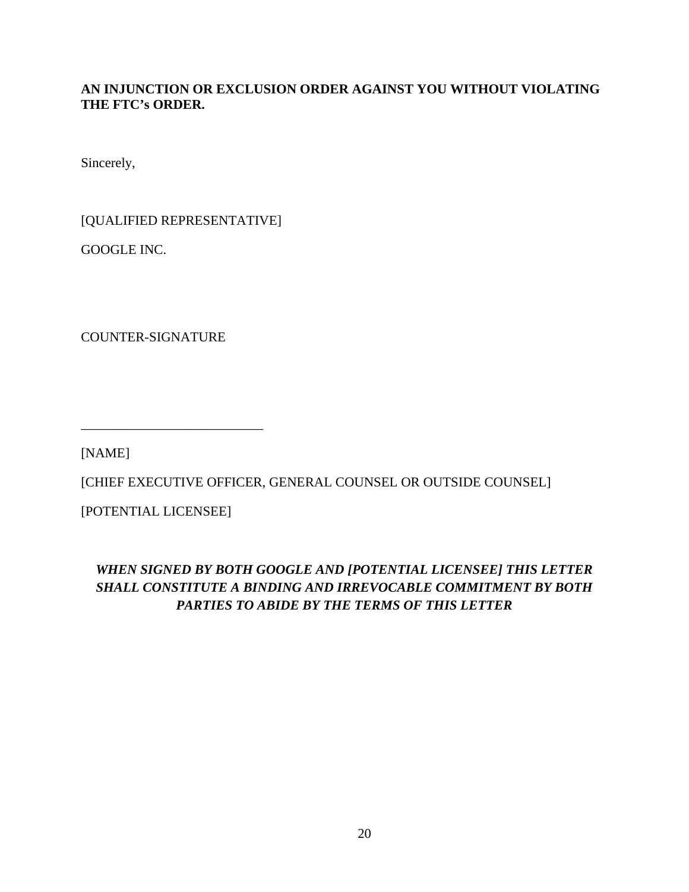**AN INJUNCTION OR EXCLUSION ORDER AGAINST YOU WITHOUT VIOLATING THE FTC's ORDER.**

Sincerely,

[QUALIFIED REPRESENTATIVE]

GOOGLE INC.

COUNTER-SIGNATURE

___________________________

[NAME]

[CHIEF EXECUTIVE OFFICER, GENERAL COUNSEL OR OUTSIDE COUNSEL]

[POTENTIAL LICENSEE]

***WHEN SIGNED BY BOTH GOOGLE AND [POTENTIAL LICENSEE] THIS LETTER SHALL CONSTITUTE A BINDING AND IRREVOCABLE COMMITMENT BY BOTH PARTIES TO ABIDE BY THE TERMS OF THIS LETTER***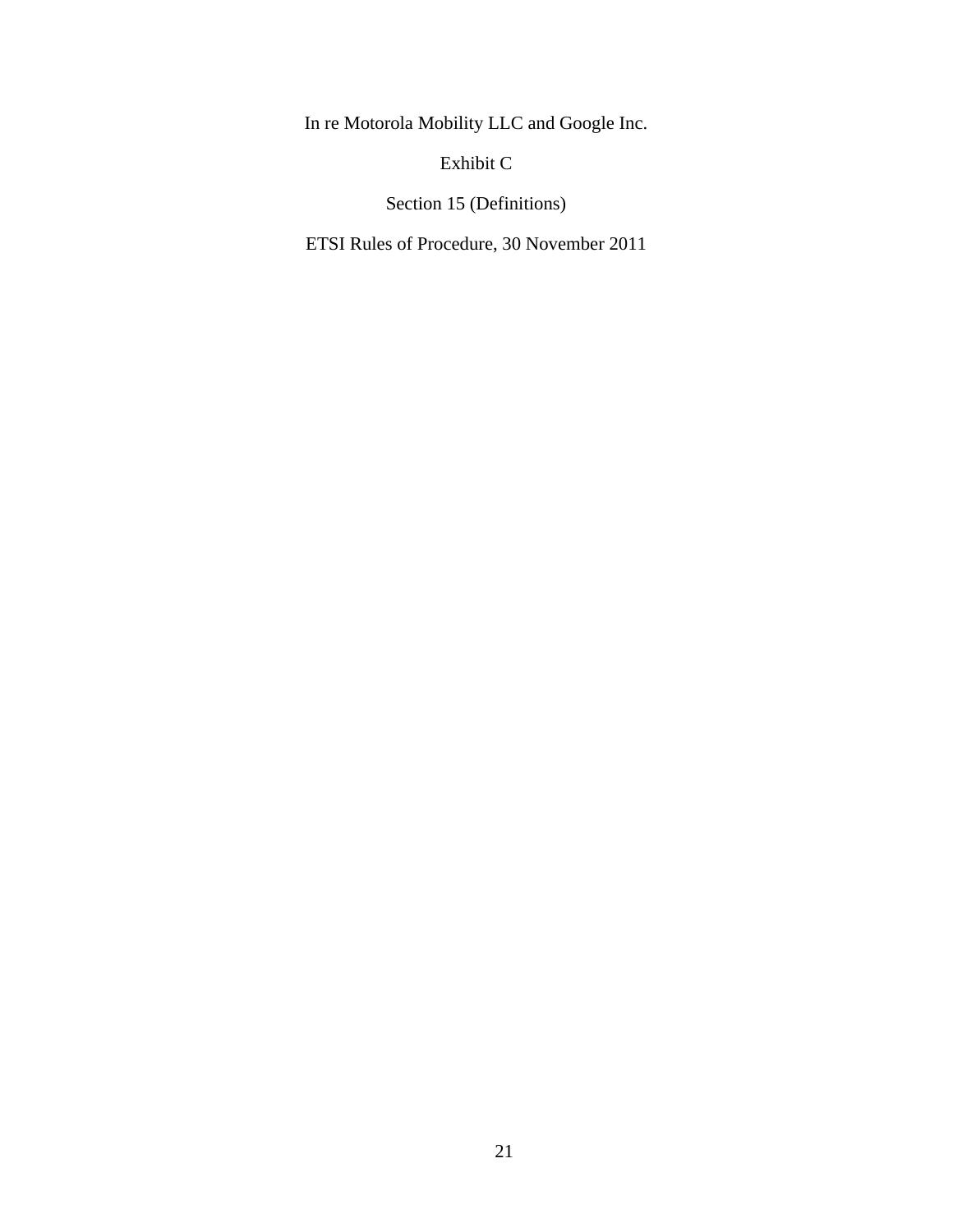In re Motorola Mobility LLC and Google Inc.

Exhibit C

Section 15 (Definitions)

ETSI Rules of Procedure, 30 November 2011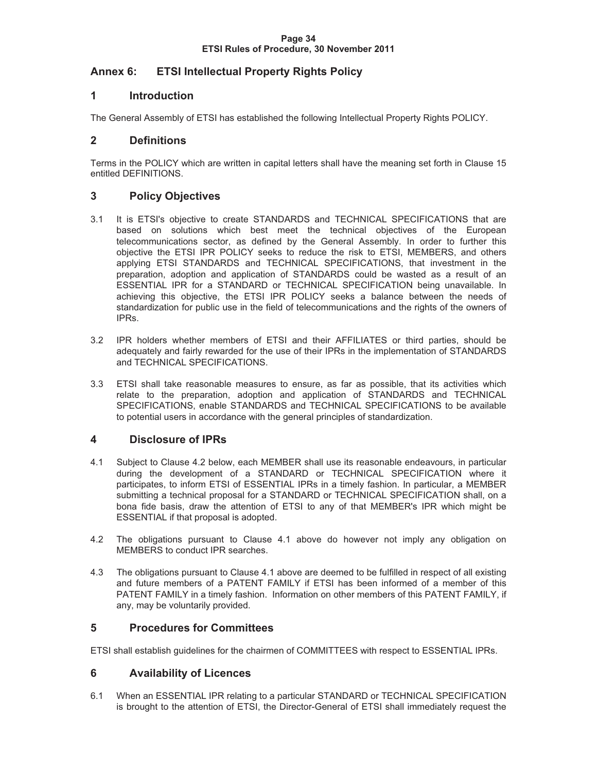# Annex 6: ETSI Intellectual Property Rights Policy

## 1 Introduction

The General Assembly of ETSI has established the following Intellectual Property Rights POLICY.

## 2 Definitions

Terms in the POLICY which are written in capital letters shall have the meaning set forth in Clause 15 entitled DEFINITIONS.

## 3 Policy Objectives

3.1 It is ETSI's objective to create STANDARDS and TECHNICAL SPECIFICATIONS that are based on solutions which best meet the technical objectives of the European telecommunications sector, as defined by the General Assembly. In order to further this objective the ETSI IPR POLICY seeks to reduce the risk to ETSI, MEMBERS, and others applying ETSI STANDARDS and TECHNICAL SPECIFICATIONS, that investment in the preparation, adoption and application of STANDARDS could be wasted as a result of an ESSENTIAL IPR for a STANDARD or TECHNICAL SPECIFICATION being unavailable. In achieving this objective, the ETSI IPR POLICY seeks a balance between the needs of standardization for public use in the field of telecommunications and the rights of the owners of IPRs.

3.2 IPR holders whether members of ETSI and their AFFILIATES or third parties, should be adequately and fairly rewarded for the use of their IPRs in the implementation of STANDARDS and TECHNICAL SPECIFICATIONS.

3.3 ETSI shall take reasonable measures to ensure, as far as possible, that its activities which relate to the preparation, adoption and application of STANDARDS and TECHNICAL SPECIFICATIONS, enable STANDARDS and TECHNICAL SPECIFICATIONS to be available to potential users in accordance with the general principles of standardization.

## 4 Disclosure of IPRs

4.1 Subject to Clause 4.2 below, each MEMBER shall use its reasonable endeavours, in particular during the development of a STANDARD or TECHNICAL SPECIFICATION where it participates, to inform ETSI of ESSENTIAL IPRs in a timely fashion. In particular, a MEMBER submitting a technical proposal for a STANDARD or TECHNICAL SPECIFICATION shall, on a bona fide basis, draw the attention of ETSI to any of that MEMBER's IPR which might be ESSENTIAL if that proposal is adopted.

4.2 The obligations pursuant to Clause 4.1 above do however not imply any obligation on MEMBERS to conduct IPR searches.

4.3 The obligations pursuant to Clause 4.1 above are deemed to be fulfilled in respect of all existing and future members of a PATENT FAMILY if ETSI has been informed of a member of this PATENT FAMILY in a timely fashion. Information on other members of this PATENT FAMILY, if any, may be voluntarily provided.

## 5 Procedures for Committees

ETSI shall establish guidelines for the chairmen of COMMITTEES with respect to ESSENTIAL IPRs.

## 6 Availability of Licences

6.1 When an ESSENTIAL IPR relating to a particular STANDARD or TECHNICAL SPECIFICATION is brought to the attention of ETSI, the Director-General of ETSI shall immediately request the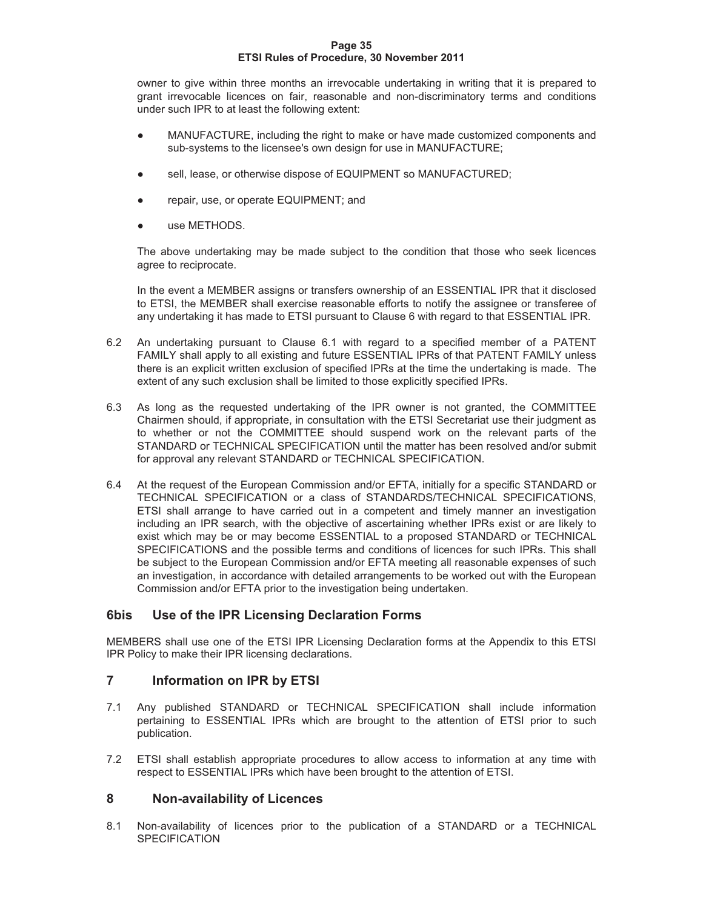owner to give within three months an irrevocable undertaking in writing that it is prepared to grant irrevocable licences on fair, reasonable and non-discriminatory terms and conditions under such IPR to at least the following extent:

- MANUFACTURE, including the right to make or have made customized components and sub-systems to the licensee's own design for use in MANUFACTURE;
- sell, lease, or otherwise dispose of EQUIPMENT so MANUFACTURED;
- repair, use, or operate EQUIPMENT; and
- use METHODS.

The above undertaking may be made subject to the condition that those who seek licences agree to reciprocate.

In the event a MEMBER assigns or transfers ownership of an ESSENTIAL IPR that it disclosed to ETSI, the MEMBER shall exercise reasonable efforts to notify the assignee or transferee of any undertaking it has made to ETSI pursuant to Clause 6 with regard to that ESSENTIAL IPR.

6.2 An undertaking pursuant to Clause 6.1 with regard to a specified member of a PATENT FAMILY shall apply to all existing and future ESSENTIAL IPRs of that PATENT FAMILY unless there is an explicit written exclusion of specified IPRs at the time the undertaking is made. The extent of any such exclusion shall be limited to those explicitly specified IPRs.

6.3 As long as the requested undertaking of the IPR owner is not granted, the COMMITTEE Chairmen should, if appropriate, in consultation with the ETSI Secretariat use their judgment as to whether or not the COMMITTEE should suspend work on the relevant parts of the STANDARD or TECHNICAL SPECIFICATION until the matter has been resolved and/or submit for approval any relevant STANDARD or TECHNICAL SPECIFICATION.

6.4 At the request of the European Commission and/or EFTA, initially for a specific STANDARD or TECHNICAL SPECIFICATION or a class of STANDARDS/TECHNICAL SPECIFICATIONS, ETSI shall arrange to have carried out in a competent and timely manner an investigation including an IPR search, with the objective of ascertaining whether IPRs exist or are likely to exist which may be or may become ESSENTIAL to a proposed STANDARD or TECHNICAL SPECIFICATIONS and the possible terms and conditions of licences for such IPRs. This shall be subject to the European Commission and/or EFTA meeting all reasonable expenses of such an investigation, in accordance with detailed arrangements to be worked out with the European Commission and/or EFTA prior to the investigation being undertaken.

## 6bis Use of the IPR Licensing Declaration Forms

MEMBERS shall use one of the ETSI IPR Licensing Declaration forms at the Appendix to this ETSI IPR Policy to make their IPR licensing declarations.

## 7 Information on IPR by ETSI

7.1 Any published STANDARD or TECHNICAL SPECIFICATION shall include information pertaining to ESSENTIAL IPRs which are brought to the attention of ETSI prior to such publication.

7.2 ETSI shall establish appropriate procedures to allow access to information at any time with respect to ESSENTIAL IPRs which have been brought to the attention of ETSI.

## 8 Non-availability of Licences

8.1 Non-availability of licences prior to the publication of a STANDARD or a TECHNICAL SPECIFICATION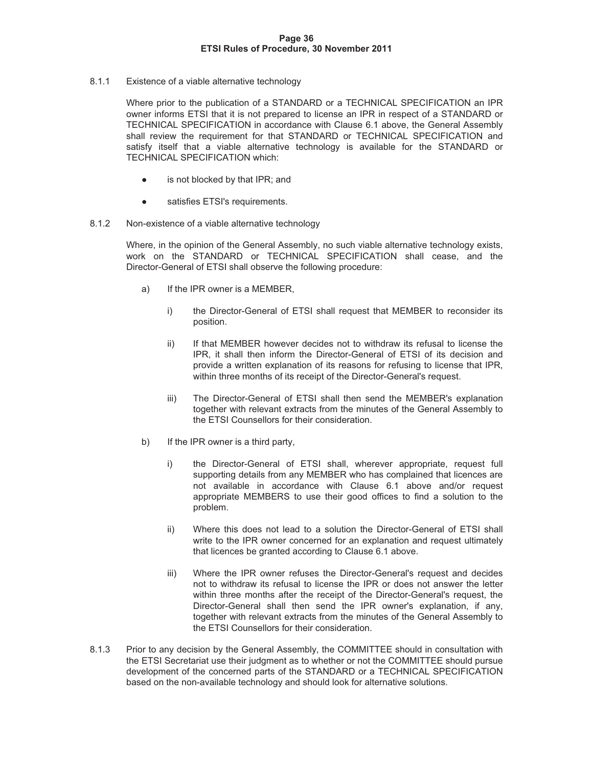8.1.1 Existence of a viable alternative technology

Where prior to the publication of a STANDARD or a TECHNICAL SPECIFICATION an IPR owner informs ETSI that it is not prepared to license an IPR in respect of a STANDARD or TECHNICAL SPECIFICATION in accordance with Clause 6.1 above, the General Assembly shall review the requirement for that STANDARD or TECHNICAL SPECIFICATION and satisfy itself that a viable alternative technology is available for the STANDARD or TECHNICAL SPECIFICATION which:

- is not blocked by that IPR; and
- satisfies ETSI's requirements.

8.1.2 Non-existence of a viable alternative technology

Where, in the opinion of the General Assembly, no such viable alternative technology exists, work on the STANDARD or TECHNICAL SPECIFICATION shall cease, and the Director-General of ETSI shall observe the following procedure:

a) If the IPR owner is a MEMBER,

i) the Director-General of ETSI shall request that MEMBER to reconsider its position.

ii) If that MEMBER however decides not to withdraw its refusal to license the IPR, it shall then inform the Director-General of ETSI of its decision and provide a written explanation of its reasons for refusing to license that IPR, within three months of its receipt of the Director-General's request.

iii) The Director-General of ETSI shall then send the MEMBER's explanation together with relevant extracts from the minutes of the General Assembly to the ETSI Counsellors for their consideration.

b) If the IPR owner is a third party,

i) the Director-General of ETSI shall, wherever appropriate, request full supporting details from any MEMBER who has complained that licences are not available in accordance with Clause 6.1 above and/or request appropriate MEMBERS to use their good offices to find a solution to the problem.

ii) Where this does not lead to a solution the Director-General of ETSI shall write to the IPR owner concerned for an explanation and request ultimately that licences be granted according to Clause 6.1 above.

iii) Where the IPR owner refuses the Director-General's request and decides not to withdraw its refusal to license the IPR or does not answer the letter within three months after the receipt of the Director-General's request, the Director-General shall then send the IPR owner's explanation, if any, together with relevant extracts from the minutes of the General Assembly to the ETSI Counsellors for their consideration.

8.1.3 Prior to any decision by the General Assembly, the COMMITTEE should in consultation with the ETSI Secretariat use their judgment as to whether or not the COMMITTEE should pursue development of the concerned parts of the STANDARD or a TECHNICAL SPECIFICATION based on the non-available technology and should look for alternative solutions.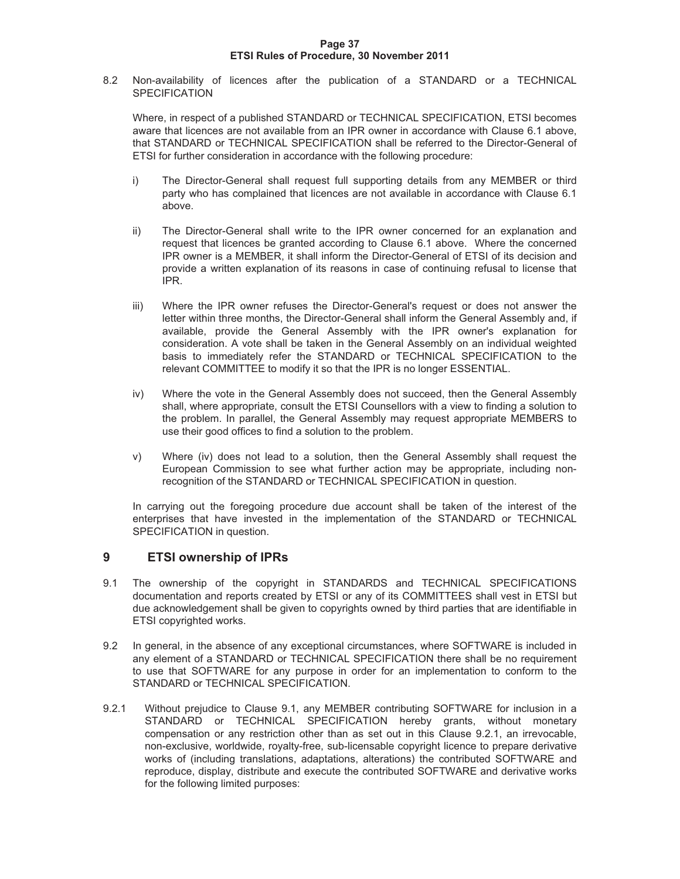8.2 Non-availability of licences after the publication of a STANDARD or a TECHNICAL SPECIFICATION

Where, in respect of a published STANDARD or TECHNICAL SPECIFICATION, ETSI becomes aware that licences are not available from an IPR owner in accordance with Clause 6.1 above, that STANDARD or TECHNICAL SPECIFICATION shall be referred to the Director-General of ETSI for further consideration in accordance with the following procedure:

i) The Director-General shall request full supporting details from any MEMBER or third party who has complained that licences are not available in accordance with Clause 6.1 above.

ii) The Director-General shall write to the IPR owner concerned for an explanation and request that licences be granted according to Clause 6.1 above. Where the concerned IPR owner is a MEMBER, it shall inform the Director-General of ETSI of its decision and provide a written explanation of its reasons in case of continuing refusal to license that IPR.

iii) Where the IPR owner refuses the Director-General's request or does not answer the letter within three months, the Director-General shall inform the General Assembly and, if available, provide the General Assembly with the IPR owner's explanation for consideration. A vote shall be taken in the General Assembly on an individual weighted basis to immediately refer the STANDARD or TECHNICAL SPECIFICATION to the relevant COMMITTEE to modify it so that the IPR is no longer ESSENTIAL.

iv) Where the vote in the General Assembly does not succeed, then the General Assembly shall, where appropriate, consult the ETSI Counsellors with a view to finding a solution to the problem. In parallel, the General Assembly may request appropriate MEMBERS to use their good offices to find a solution to the problem.

v) Where (iv) does not lead to a solution, then the General Assembly shall request the European Commission to see what further action may be appropriate, including non-recognition of the STANDARD or TECHNICAL SPECIFICATION in question.

In carrying out the foregoing procedure due account shall be taken of the interest of the enterprises that have invested in the implementation of the STANDARD or TECHNICAL SPECIFICATION in question.

## 9 ETSI ownership of IPRs

9.1 The ownership of the copyright in STANDARDS and TECHNICAL SPECIFICATIONS documentation and reports created by ETSI or any of its COMMITTEES shall vest in ETSI but due acknowledgement shall be given to copyrights owned by third parties that are identifiable in ETSI copyrighted works.

9.2 In general, in the absence of any exceptional circumstances, where SOFTWARE is included in any element of a STANDARD or TECHNICAL SPECIFICATION there shall be no requirement to use that SOFTWARE for any purpose in order for an implementation to conform to the STANDARD or TECHNICAL SPECIFICATION.

9.2.1 Without prejudice to Clause 9.1, any MEMBER contributing SOFTWARE for inclusion in a STANDARD or TECHNICAL SPECIFICATION hereby grants, without monetary compensation or any restriction other than as set out in this Clause 9.2.1, an irrevocable, non-exclusive, worldwide, royalty-free, sub-licensable copyright licence to prepare derivative works of (including translations, adaptations, alterations) the contributed SOFTWARE and reproduce, display, distribute and execute the contributed SOFTWARE and derivative works for the following limited purposes: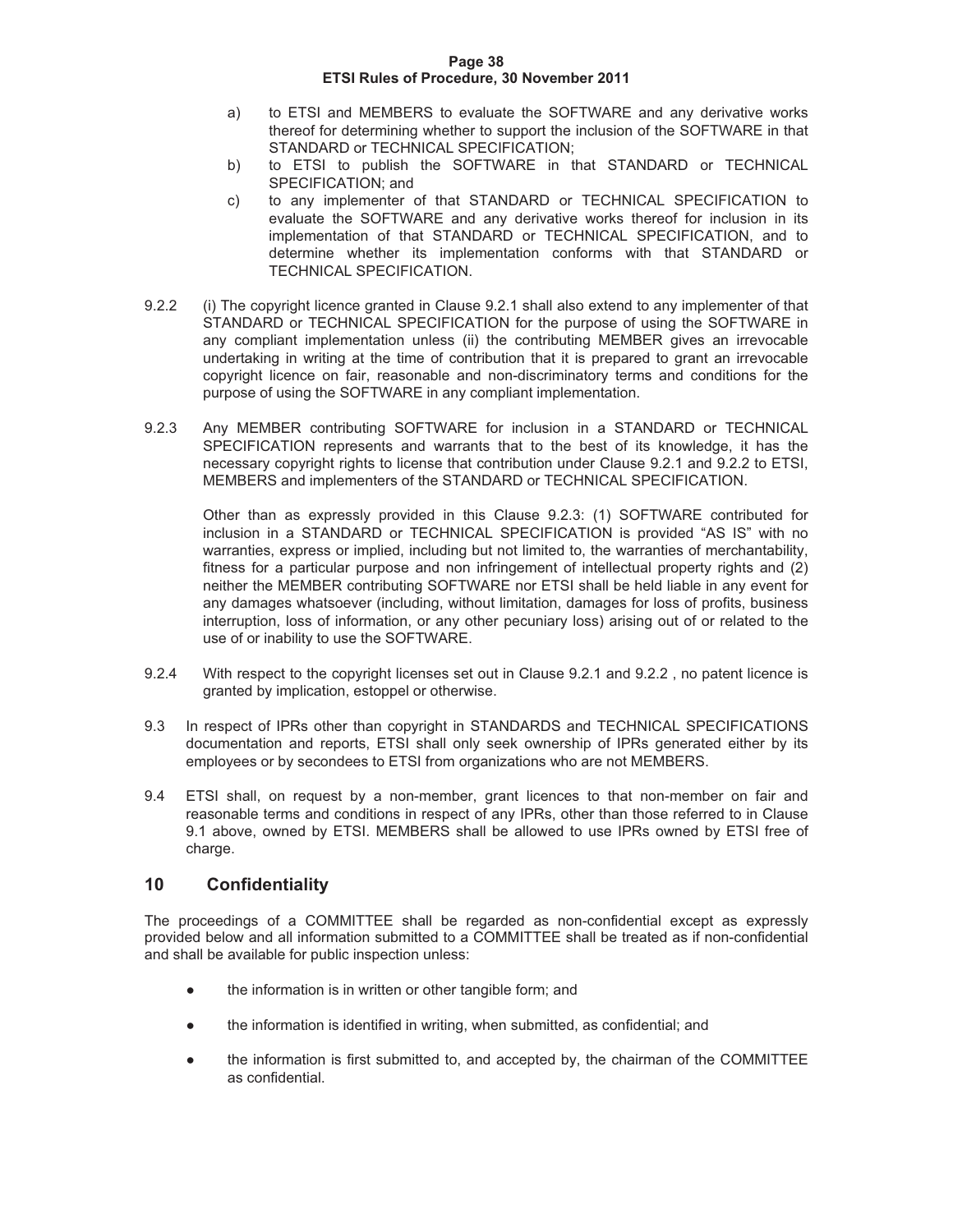a) to ETSI and MEMBERS to evaluate the SOFTWARE and any derivative works thereof for determining whether to support the inclusion of the SOFTWARE in that STANDARD or TECHNICAL SPECIFICATION;

b) to ETSI to publish the SOFTWARE in that STANDARD or TECHNICAL SPECIFICATION; and

c) to any implementer of that STANDARD or TECHNICAL SPECIFICATION to evaluate the SOFTWARE and any derivative works thereof for inclusion in its implementation of that STANDARD or TECHNICAL SPECIFICATION, and to determine whether its implementation conforms with that STANDARD or TECHNICAL SPECIFICATION.

9.2.2 (i) The copyright licence granted in Clause 9.2.1 shall also extend to any implementer of that STANDARD or TECHNICAL SPECIFICATION for the purpose of using the SOFTWARE in any compliant implementation unless (ii) the contributing MEMBER gives an irrevocable undertaking in writing at the time of contribution that it is prepared to grant an irrevocable copyright licence on fair, reasonable and non-discriminatory terms and conditions for the purpose of using the SOFTWARE in any compliant implementation.

9.2.3 Any MEMBER contributing SOFTWARE for inclusion in a STANDARD or TECHNICAL SPECIFICATION represents and warrants that to the best of its knowledge, it has the necessary copyright rights to license that contribution under Clause 9.2.1 and 9.2.2 to ETSI, MEMBERS and implementers of the STANDARD or TECHNICAL SPECIFICATION.

Other than as expressly provided in this Clause 9.2.3: (1) SOFTWARE contributed for inclusion in a STANDARD or TECHNICAL SPECIFICATION is provided "AS IS" with no warranties, express or implied, including but not limited to, the warranties of merchantability, fitness for a particular purpose and non infringement of intellectual property rights and (2) neither the MEMBER contributing SOFTWARE nor ETSI shall be held liable in any event for any damages whatsoever (including, without limitation, damages for loss of profits, business interruption, loss of information, or any other pecuniary loss) arising out of or related to the use of or inability to use the SOFTWARE.

9.2.4 With respect to the copyright licenses set out in Clause 9.2.1 and 9.2.2 , no patent licence is granted by implication, estoppel or otherwise.

9.3 In respect of IPRs other than copyright in STANDARDS and TECHNICAL SPECIFICATIONS documentation and reports, ETSI shall only seek ownership of IPRs generated either by its employees or by secondees to ETSI from organizations who are not MEMBERS.

9.4 ETSI shall, on request by a non-member, grant licences to that non-member on fair and reasonable terms and conditions in respect of any IPRs, other than those referred to in Clause 9.1 above, owned by ETSI. MEMBERS shall be allowed to use IPRs owned by ETSI free of charge.

## 10 Confidentiality

The proceedings of a COMMITTEE shall be regarded as non-confidential except as expressly provided below and all information submitted to a COMMITTEE shall be treated as if non-confidential and shall be available for public inspection unless:

- the information is in written or other tangible form; and
- the information is identified in writing, when submitted, as confidential; and
- the information is first submitted to, and accepted by, the chairman of the COMMITTEE as confidential.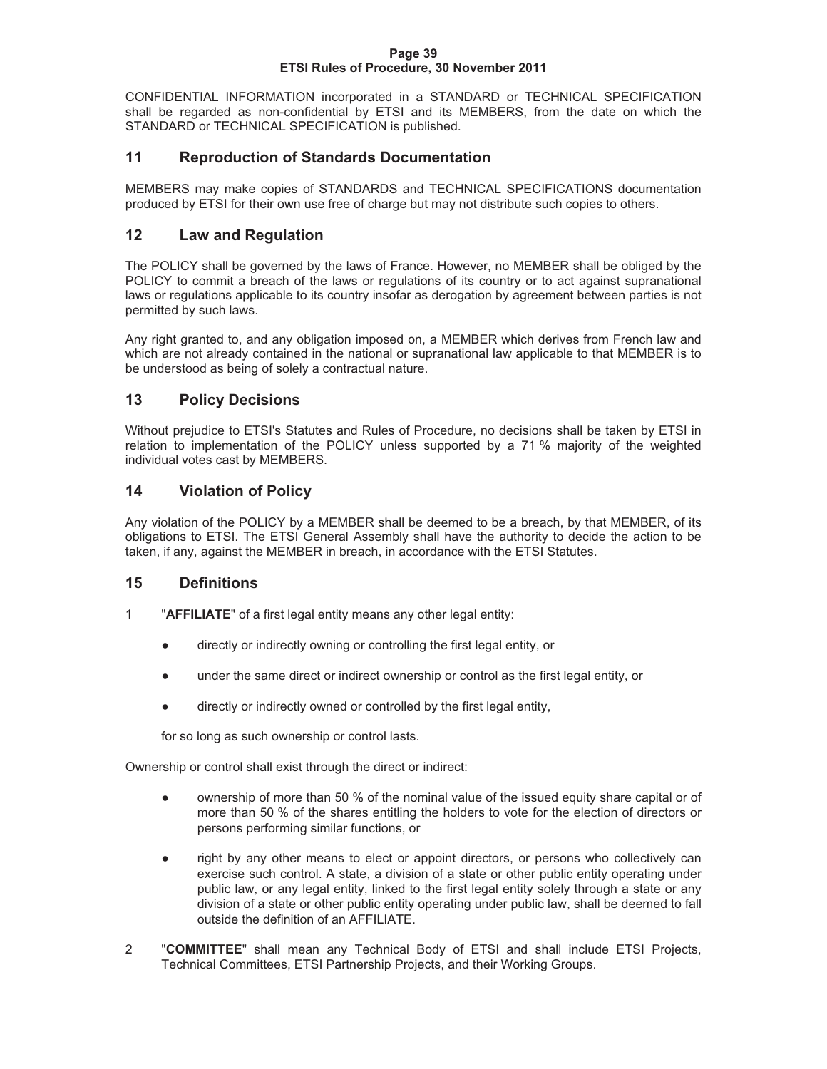CONFIDENTIAL INFORMATION incorporated in a STANDARD or TECHNICAL SPECIFICATION shall be regarded as non-confidential by ETSI and its MEMBERS, from the date on which the STANDARD or TECHNICAL SPECIFICATION is published.

## 11 Reproduction of Standards Documentation

MEMBERS may make copies of STANDARDS and TECHNICAL SPECIFICATIONS documentation produced by ETSI for their own use free of charge but may not distribute such copies to others.

## 12 Law and Regulation

The POLICY shall be governed by the laws of France. However, no MEMBER shall be obliged by the POLICY to commit a breach of the laws or regulations of its country or to act against supranational laws or regulations applicable to its country insofar as derogation by agreement between parties is not permitted by such laws.

Any right granted to, and any obligation imposed on, a MEMBER which derives from French law and which are not already contained in the national or supranational law applicable to that MEMBER is to be understood as being of solely a contractual nature.

## 13 Policy Decisions

Without prejudice to ETSI's Statutes and Rules of Procedure, no decisions shall be taken by ETSI in relation to implementation of the POLICY unless supported by a 71 % majority of the weighted individual votes cast by MEMBERS.

## 14 Violation of Policy

Any violation of the POLICY by a MEMBER shall be deemed to be a breach, by that MEMBER, of its obligations to ETSI. The ETSI General Assembly shall have the authority to decide the action to be taken, if any, against the MEMBER in breach, in accordance with the ETSI Statutes.

## 15 Definitions

1 "**AFFILIATE**" of a first legal entity means any other legal entity:

- directly or indirectly owning or controlling the first legal entity, or
- under the same direct or indirect ownership or control as the first legal entity, or
- directly or indirectly owned or controlled by the first legal entity,

for so long as such ownership or control lasts.

Ownership or control shall exist through the direct or indirect:

- ownership of more than 50 % of the nominal value of the issued equity share capital or of more than 50 % of the shares entitling the holders to vote for the election of directors or persons performing similar functions, or
- right by any other means to elect or appoint directors, or persons who collectively can exercise such control. A state, a division of a state or other public entity operating under public law, or any legal entity, linked to the first legal entity solely through a state or any division of a state or other public entity operating under public law, shall be deemed to fall outside the definition of an AFFILIATE.

2 "**COMMITTEE**" shall mean any Technical Body of ETSI and shall include ETSI Projects, Technical Committees, ETSI Partnership Projects, and their Working Groups.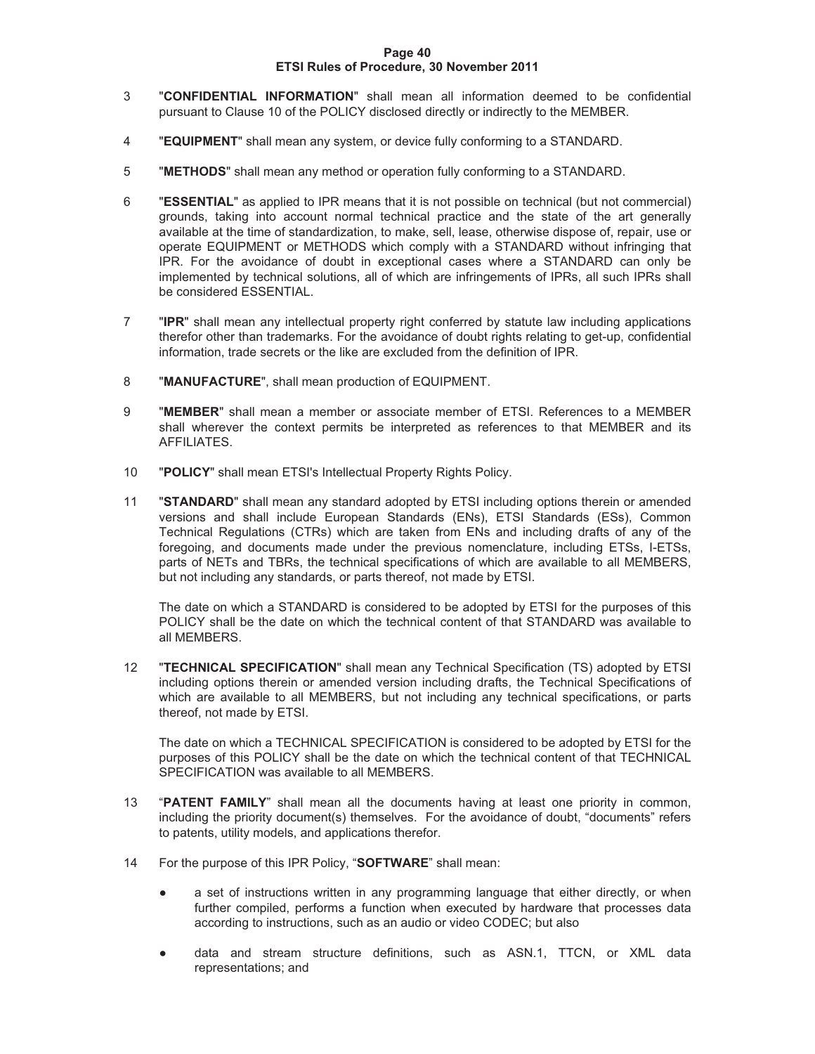3 "**CONFIDENTIAL INFORMATION**" shall mean all information deemed to be confidential pursuant to Clause 10 of the POLICY disclosed directly or indirectly to the MEMBER.

4 "**EQUIPMENT**" shall mean any system, or device fully conforming to a STANDARD.

5 "**METHODS**" shall mean any method or operation fully conforming to a STANDARD.

6 "**ESSENTIAL**" as applied to IPR means that it is not possible on technical (but not commercial) grounds, taking into account normal technical practice and the state of the art generally available at the time of standardization, to make, sell, lease, otherwise dispose of, repair, use or operate EQUIPMENT or METHODS which comply with a STANDARD without infringing that IPR. For the avoidance of doubt in exceptional cases where a STANDARD can only be implemented by technical solutions, all of which are infringements of IPRs, all such IPRs shall be considered ESSENTIAL.

7 "**IPR**" shall mean any intellectual property right conferred by statute law including applications therefor other than trademarks. For the avoidance of doubt rights relating to get-up, confidential information, trade secrets or the like are excluded from the definition of IPR.

8 "**MANUFACTURE**", shall mean production of EQUIPMENT.

9 "**MEMBER**" shall mean a member or associate member of ETSI. References to a MEMBER shall wherever the context permits be interpreted as references to that MEMBER and its AFFILIATES.

10 "**POLICY**" shall mean ETSI's Intellectual Property Rights Policy.

11 "**STANDARD**" shall mean any standard adopted by ETSI including options therein or amended versions and shall include European Standards (ENs), ETSI Standards (ESs), Common Technical Regulations (CTRs) which are taken from ENs and including drafts of any of the foregoing, and documents made under the previous nomenclature, including ETSs, I-ETSs, parts of NETs and TBRs, the technical specifications of which are available to all MEMBERS, but not including any standards, or parts thereof, not made by ETSI.

The date on which a STANDARD is considered to be adopted by ETSI for the purposes of this POLICY shall be the date on which the technical content of that STANDARD was available to all MEMBERS.

12 "**TECHNICAL SPECIFICATION**" shall mean any Technical Specification (TS) adopted by ETSI including options therein or amended version including drafts, the Technical Specifications of which are available to all MEMBERS, but not including any technical specifications, or parts thereof, not made by ETSI.

The date on which a TECHNICAL SPECIFICATION is considered to be adopted by ETSI for the purposes of this POLICY shall be the date on which the technical content of that TECHNICAL SPECIFICATION was available to all MEMBERS.

13 "**PATENT FAMILY**" shall mean all the documents having at least one priority in common, including the priority document(s) themselves. For the avoidance of doubt, "documents" refers to patents, utility models, and applications therefor.

14 For the purpose of this IPR Policy, "**SOFTWARE**" shall mean:

- a set of instructions written in any programming language that either directly, or when further compiled, performs a function when executed by hardware that processes data according to instructions, such as an audio or video CODEC; but also
- data and stream structure definitions, such as ASN.1, TTCN, or XML data representations; and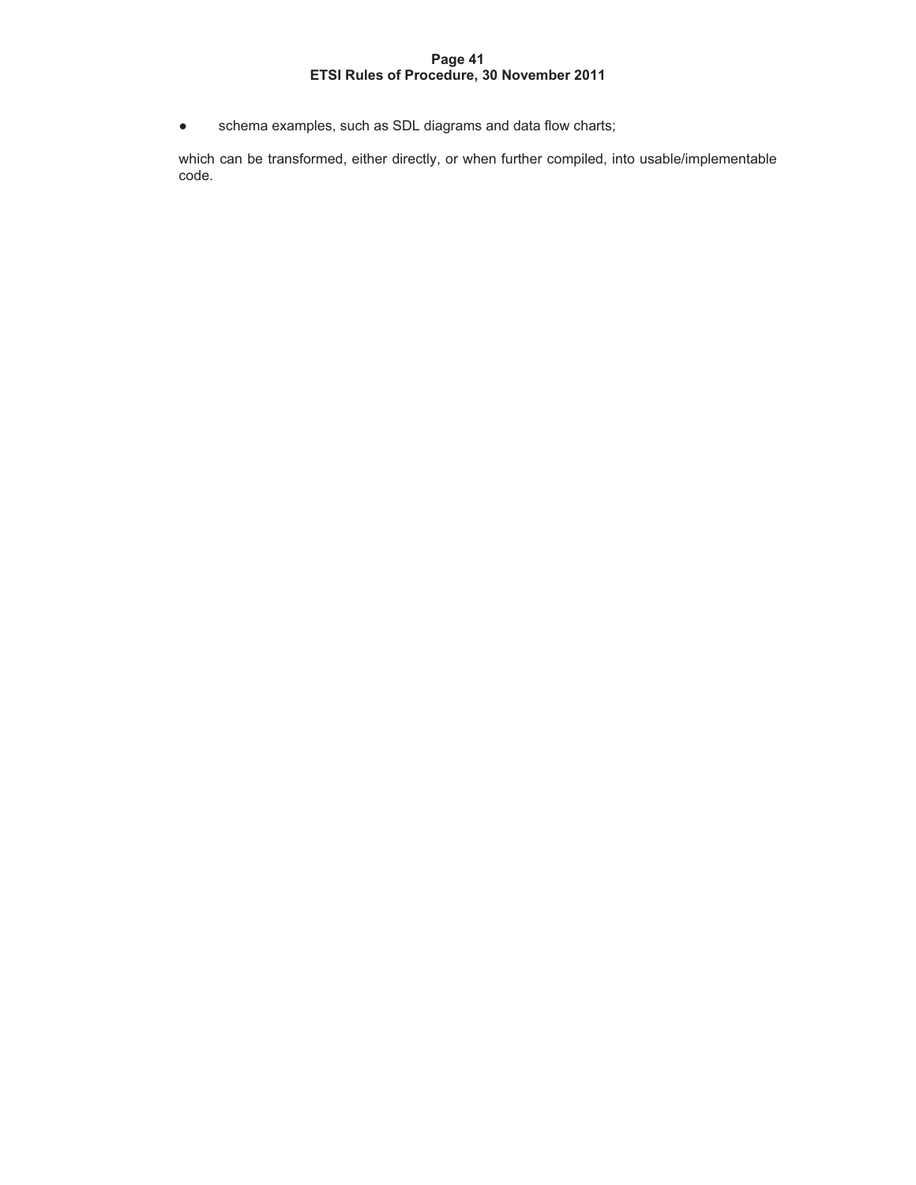- schema examples, such as SDL diagrams and data flow charts;

which can be transformed, either directly, or when further compiled, into usable/implementable code.